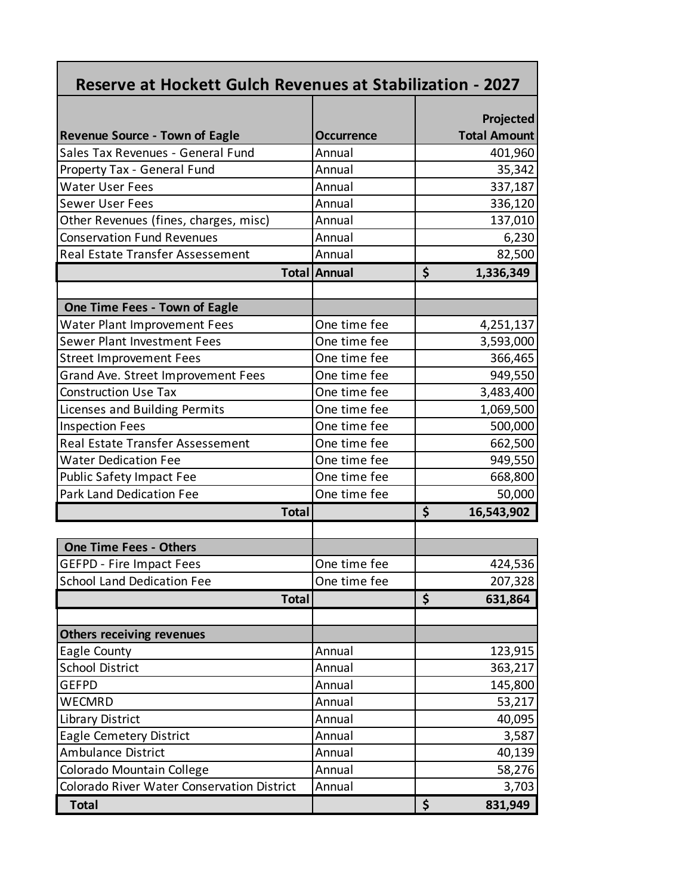## Reserve at Hockett Gulch Revenues at Stabilization - 2027

| Revenue Source - Town of Eagle | Occurrence | Projected Total Amount |
|---|---|---|
| Sales Tax Revenues - General Fund | Annual | 401,960 |
| Property Tax - General Fund | Annual | 35,342 |
| Water User Fees | Annual | 337,187 |
| Sewer User Fees | Annual | 336,120 |
| Other Revenues (fines, charges, misc) | Annual | 137,010 |
| Conservation Fund Revenues | Annual | 6,230 |
| Real Estate Transfer Assessement | Annual | 82,500 |
| **Total** | **Annual** | **$ 1,336,349** |
| | | |
| **One Time Fees - Town of Eagle** | | |
| Water Plant Improvement Fees | One time fee | 4,251,137 |
| Sewer Plant Investment Fees | One time fee | 3,593,000 |
| Street Improvement Fees | One time fee | 366,465 |
| Grand Ave. Street Improvement Fees | One time fee | 949,550 |
| Construction Use Tax | One time fee | 3,483,400 |
| Licenses and Building Permits | One time fee | 1,069,500 |
| Inspection Fees | One time fee | 500,000 |
| Real Estate Transfer Assessement | One time fee | 662,500 |
| Water Dedication Fee | One time fee | 949,550 |
| Public Safety Impact Fee | One time fee | 668,800 |
| Park Land Dedication Fee | One time fee | 50,000 |
| **Total** | | **$ 16,543,902** |
| | | |
| **One Time Fees - Others** | | |
| GEFPD - Fire Impact Fees | One time fee | 424,536 |
| School Land Dedication Fee | One time fee | 207,328 |
| **Total** | | **$ 631,864** |
| | | |
| **Others receiving revenues** | | |
| Eagle County | Annual | 123,915 |
| School District | Annual | 363,217 |
| GEFPD | Annual | 145,800 |
| WECMRD | Annual | 53,217 |
| Library District | Annual | 40,095 |
| Eagle Cemetery District | Annual | 3,587 |
| Ambulance District | Annual | 40,139 |
| Colorado Mountain College | Annual | 58,276 |
| Colorado River Water Conservation District | Annual | 3,703 |
| **Total** | | **$ 831,949** |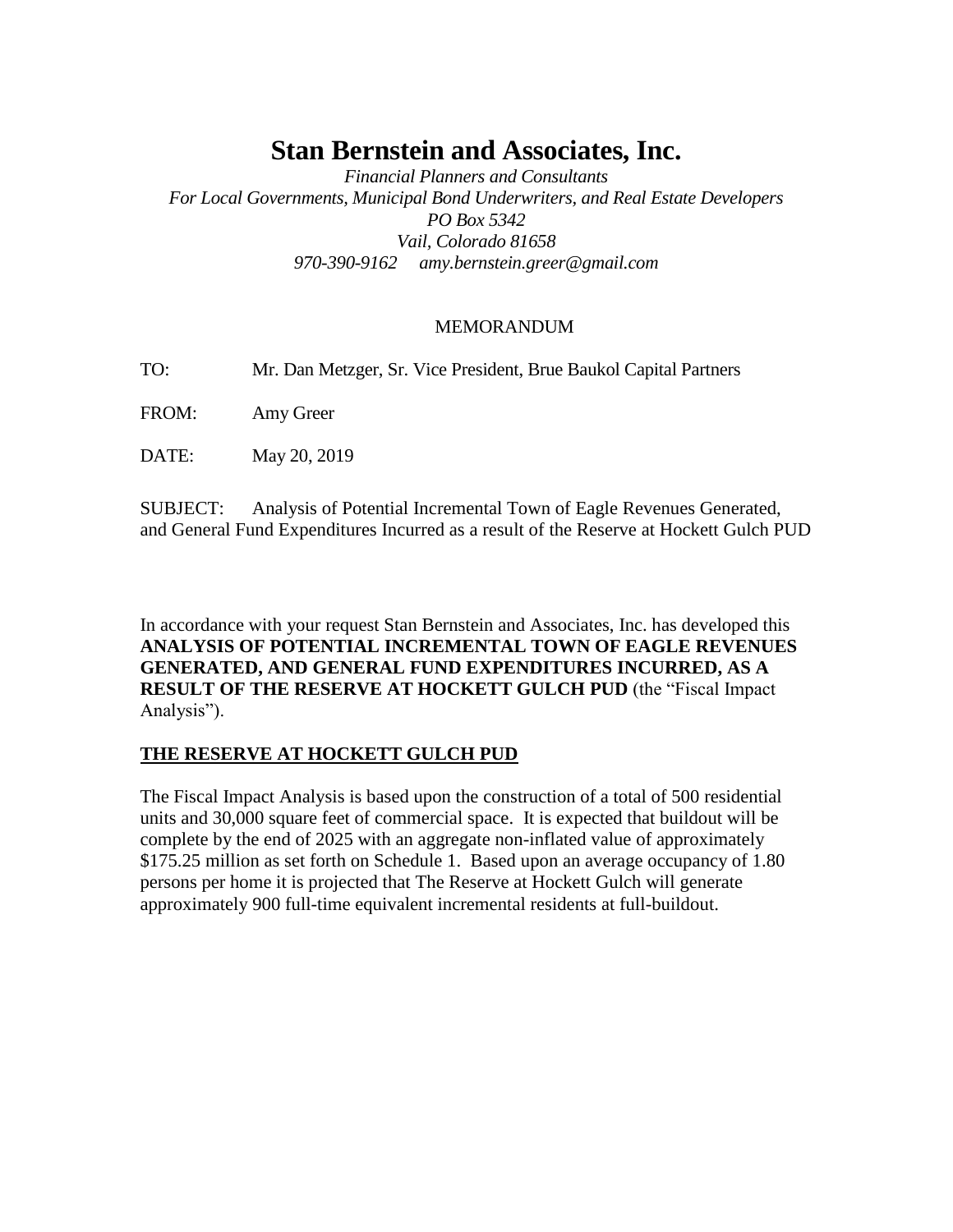# Stan Bernstein and Associates, Inc.

*Financial Planners and Consultants*
*For Local Governments, Municipal Bond Underwriters, and Real Estate Developers*
*PO Box 5342*
*Vail, Colorado 81658*
*970-390-9162 amy.bernstein.greer@gmail.com*

MEMORANDUM

TO: Mr. Dan Metzger, Sr. Vice President, Brue Baukol Capital Partners

FROM: Amy Greer

DATE: May 20, 2019

SUBJECT: Analysis of Potential Incremental Town of Eagle Revenues Generated, and General Fund Expenditures Incurred as a result of the Reserve at Hockett Gulch PUD

In accordance with your request Stan Bernstein and Associates, Inc. has developed this **ANALYSIS OF POTENTIAL INCREMENTAL TOWN OF EAGLE REVENUES GENERATED, AND GENERAL FUND EXPENDITURES INCURRED, AS A RESULT OF THE RESERVE AT HOCKETT GULCH PUD** (the "Fiscal Impact Analysis").

## THE RESERVE AT HOCKETT GULCH PUD

The Fiscal Impact Analysis is based upon the construction of a total of 500 residential units and 30,000 square feet of commercial space. It is expected that buildout will be complete by the end of 2025 with an aggregate non-inflated value of approximately $175.25 million as set forth on Schedule 1. Based upon an average occupancy of 1.80 persons per home it is projected that The Reserve at Hockett Gulch will generate approximately 900 full-time equivalent incremental residents at full-buildout.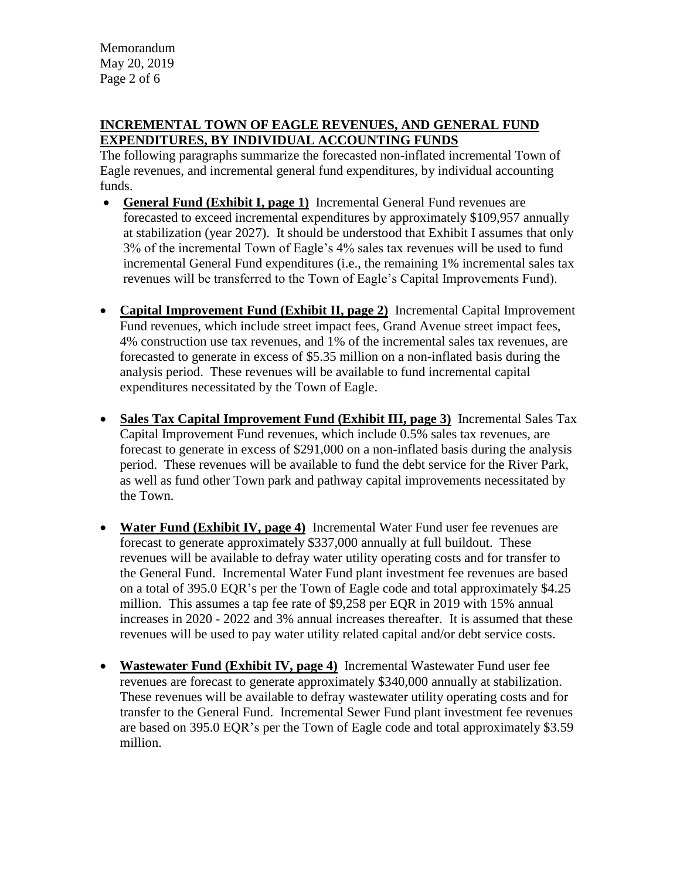## INCREMENTAL TOWN OF EAGLE REVENUES, AND GENERAL FUND EXPENDITURES, BY INDIVIDUAL ACCOUNTING FUNDS

The following paragraphs summarize the forecasted non-inflated incremental Town of Eagle revenues, and incremental general fund expenditures, by individual accounting funds.

- **General Fund (Exhibit I, page 1)** Incremental General Fund revenues are forecasted to exceed incremental expenditures by approximately $109,957 annually at stabilization (year 2027). It should be understood that Exhibit I assumes that only 3% of the incremental Town of Eagle's 4% sales tax revenues will be used to fund incremental General Fund expenditures (i.e., the remaining 1% incremental sales tax revenues will be transferred to the Town of Eagle's Capital Improvements Fund).

- **Capital Improvement Fund (Exhibit II, page 2)** Incremental Capital Improvement Fund revenues, which include street impact fees, Grand Avenue street impact fees, 4% construction use tax revenues, and 1% of the incremental sales tax revenues, are forecasted to generate in excess of $5.35 million on a non-inflated basis during the analysis period. These revenues will be available to fund incremental capital expenditures necessitated by the Town of Eagle.

- **Sales Tax Capital Improvement Fund (Exhibit III, page 3)** Incremental Sales Tax Capital Improvement Fund revenues, which include 0.5% sales tax revenues, are forecast to generate in excess of $291,000 on a non-inflated basis during the analysis period. These revenues will be available to fund the debt service for the River Park, as well as fund other Town park and pathway capital improvements necessitated by the Town.

- **Water Fund (Exhibit IV, page 4)** Incremental Water Fund user fee revenues are forecast to generate approximately $337,000 annually at full buildout. These revenues will be available to defray water utility operating costs and for transfer to the General Fund. Incremental Water Fund plant investment fee revenues are based on a total of 395.0 EQR's per the Town of Eagle code and total approximately $4.25 million. This assumes a tap fee rate of $9,258 per EQR in 2019 with 15% annual increases in 2020 - 2022 and 3% annual increases thereafter. It is assumed that these revenues will be used to pay water utility related capital and/or debt service costs.

- **Wastewater Fund (Exhibit IV, page 4)** Incremental Wastewater Fund user fee revenues are forecast to generate approximately $340,000 annually at stabilization. These revenues will be available to defray wastewater utility operating costs and for transfer to the General Fund. Incremental Sewer Fund plant investment fee revenues are based on 395.0 EQR's per the Town of Eagle code and total approximately $3.59 million.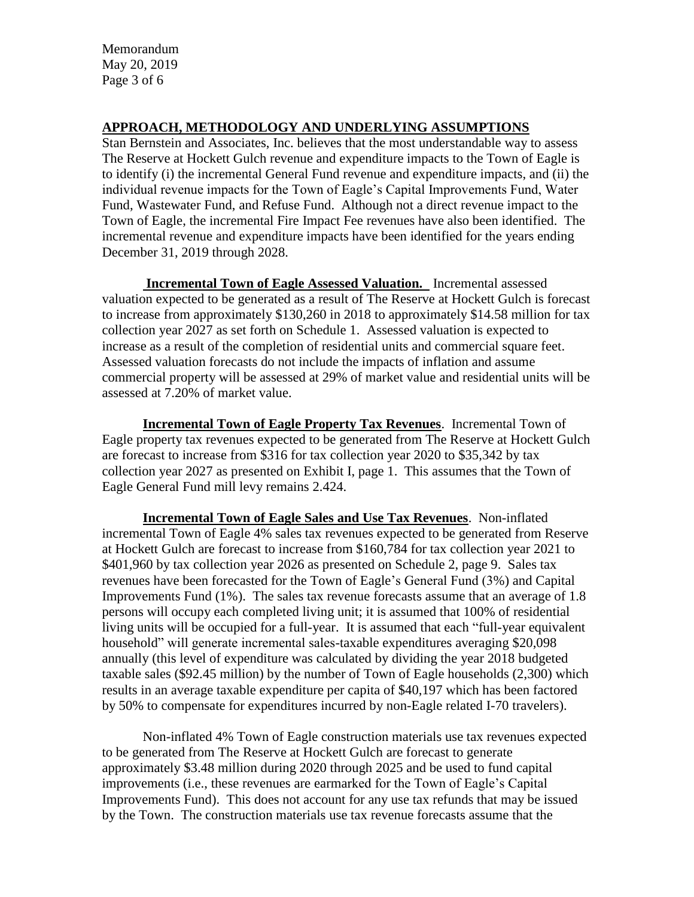## APPROACH, METHODOLOGY AND UNDERLYING ASSUMPTIONS

Stan Bernstein and Associates, Inc. believes that the most understandable way to assess The Reserve at Hockett Gulch revenue and expenditure impacts to the Town of Eagle is to identify (i) the incremental General Fund revenue and expenditure impacts, and (ii) the individual revenue impacts for the Town of Eagle's Capital Improvements Fund, Water Fund, Wastewater Fund, and Refuse Fund. Although not a direct revenue impact to the Town of Eagle, the incremental Fire Impact Fee revenues have also been identified. The incremental revenue and expenditure impacts have been identified for the years ending December 31, 2019 through 2028.

**Incremental Town of Eagle Assessed Valuation.** Incremental assessed valuation expected to be generated as a result of The Reserve at Hockett Gulch is forecast to increase from approximately $130,260 in 2018 to approximately $14.58 million for tax collection year 2027 as set forth on Schedule 1. Assessed valuation is expected to increase as a result of the completion of residential units and commercial square feet. Assessed valuation forecasts do not include the impacts of inflation and assume commercial property will be assessed at 29% of market value and residential units will be assessed at 7.20% of market value.

**Incremental Town of Eagle Property Tax Revenues**. Incremental Town of Eagle property tax revenues expected to be generated from The Reserve at Hockett Gulch are forecast to increase from $316 for tax collection year 2020 to $35,342 by tax collection year 2027 as presented on Exhibit I, page 1. This assumes that the Town of Eagle General Fund mill levy remains 2.424.

**Incremental Town of Eagle Sales and Use Tax Revenues**. Non-inflated incremental Town of Eagle 4% sales tax revenues expected to be generated from Reserve at Hockett Gulch are forecast to increase from $160,784 for tax collection year 2021 to $401,960 by tax collection year 2026 as presented on Schedule 2, page 9. Sales tax revenues have been forecasted for the Town of Eagle's General Fund (3%) and Capital Improvements Fund (1%). The sales tax revenue forecasts assume that an average of 1.8 persons will occupy each completed living unit; it is assumed that 100% of residential living units will be occupied for a full-year. It is assumed that each "full-year equivalent household" will generate incremental sales-taxable expenditures averaging $20,098 annually (this level of expenditure was calculated by dividing the year 2018 budgeted taxable sales ($92.45 million) by the number of Town of Eagle households (2,300) which results in an average taxable expenditure per capita of $40,197 which has been factored by 50% to compensate for expenditures incurred by non-Eagle related I-70 travelers).

Non-inflated 4% Town of Eagle construction materials use tax revenues expected to be generated from The Reserve at Hockett Gulch are forecast to generate approximately $3.48 million during 2020 through 2025 and be used to fund capital improvements (i.e., these revenues are earmarked for the Town of Eagle's Capital Improvements Fund). This does not account for any use tax refunds that may be issued by the Town. The construction materials use tax revenue forecasts assume that the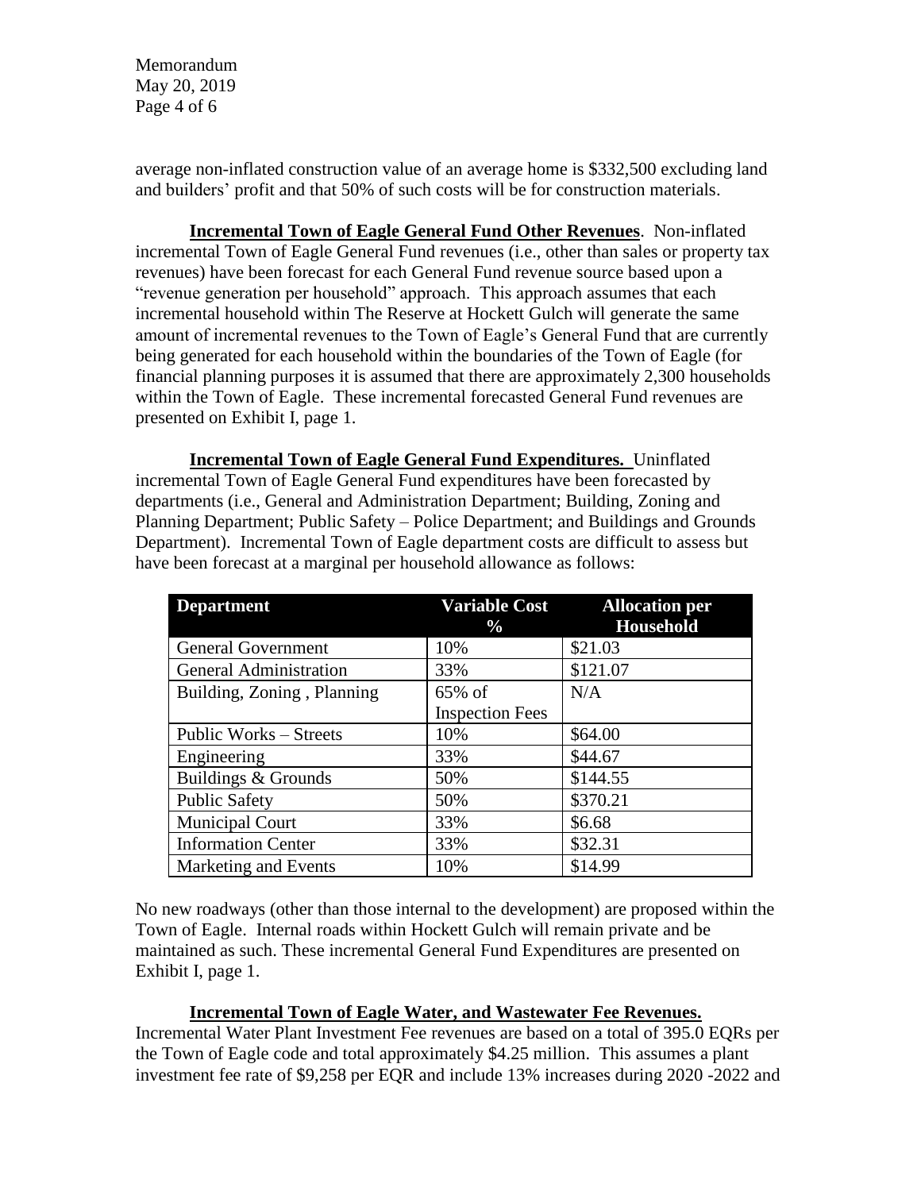average non-inflated construction value of an average home is $332,500 excluding land and builders' profit and that 50% of such costs will be for construction materials.

**Incremental Town of Eagle General Fund Other Revenues**. Non-inflated incremental Town of Eagle General Fund revenues (i.e., other than sales or property tax revenues) have been forecast for each General Fund revenue source based upon a "revenue generation per household" approach. This approach assumes that each incremental household within The Reserve at Hockett Gulch will generate the same amount of incremental revenues to the Town of Eagle's General Fund that are currently being generated for each household within the boundaries of the Town of Eagle (for financial planning purposes it is assumed that there are approximately 2,300 households within the Town of Eagle. These incremental forecasted General Fund revenues are presented on Exhibit I, page 1.

**Incremental Town of Eagle General Fund Expenditures.** Uninflated incremental Town of Eagle General Fund expenditures have been forecasted by departments (i.e., General and Administration Department; Building, Zoning and Planning Department; Public Safety – Police Department; and Buildings and Grounds Department). Incremental Town of Eagle department costs are difficult to assess but have been forecast at a marginal per household allowance as follows:

| Department | Variable Cost % | Allocation per Household |
|---|---|---|
| General Government | 10% | $21.03 |
| General Administration | 33% | $121.07 |
| Building, Zoning , Planning | 65% of Inspection Fees | N/A |
| Public Works – Streets | 10% | $64.00 |
| Engineering | 33% | $44.67 |
| Buildings & Grounds | 50% | $144.55 |
| Public Safety | 50% | $370.21 |
| Municipal Court | 33% | $6.68 |
| Information Center | 33% | $32.31 |
| Marketing and Events | 10% | $14.99 |

No new roadways (other than those internal to the development) are proposed within the Town of Eagle. Internal roads within Hockett Gulch will remain private and be maintained as such. These incremental General Fund Expenditures are presented on Exhibit I, page 1.

**Incremental Town of Eagle Water, and Wastewater Fee Revenues.** Incremental Water Plant Investment Fee revenues are based on a total of 395.0 EQRs per the Town of Eagle code and total approximately $4.25 million. This assumes a plant investment fee rate of $9,258 per EQR and include 13% increases during 2020 -2022 and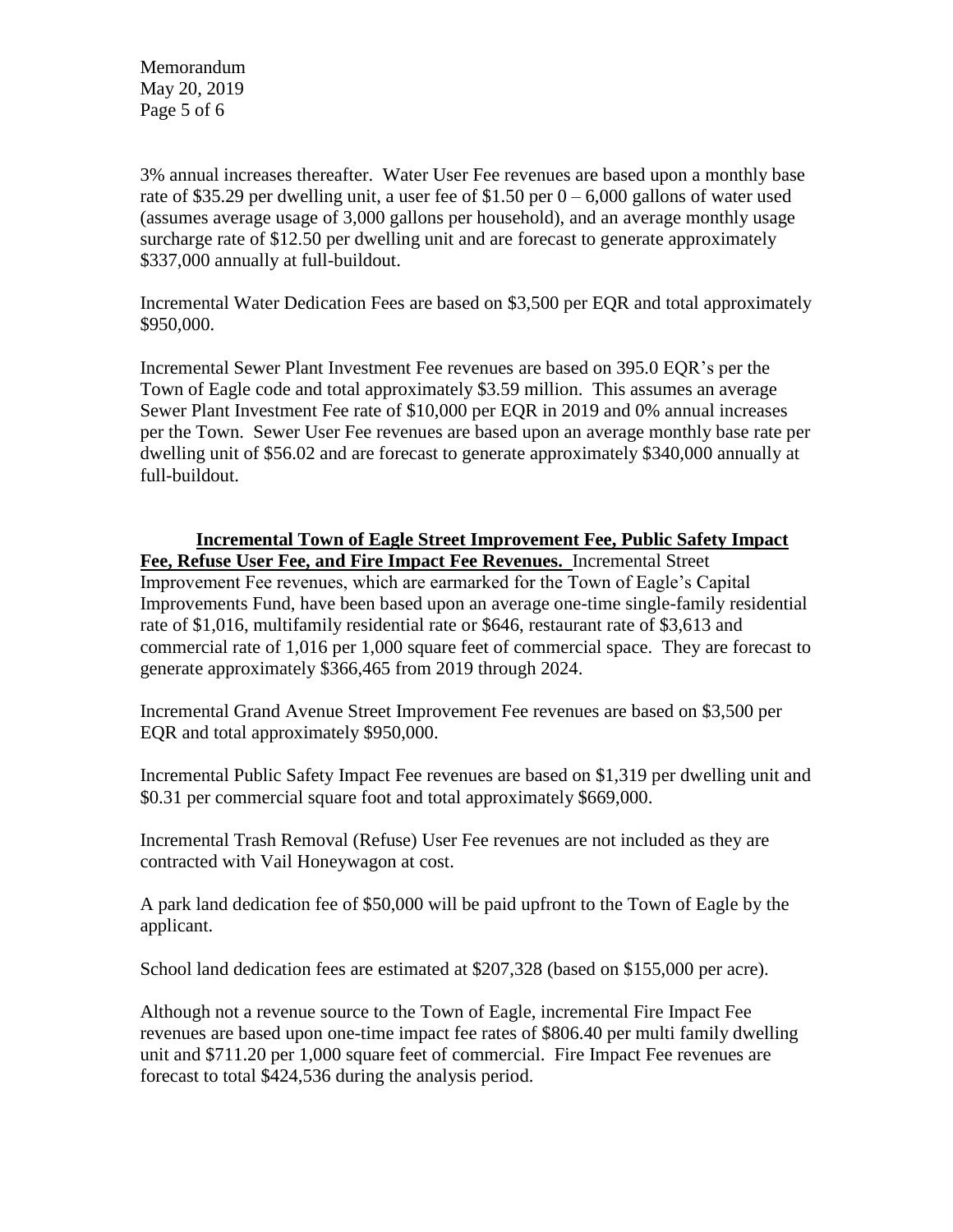3% annual increases thereafter. Water User Fee revenues are based upon a monthly base rate of $35.29 per dwelling unit, a user fee of $1.50 per 0 – 6,000 gallons of water used (assumes average usage of 3,000 gallons per household), and an average monthly usage surcharge rate of $12.50 per dwelling unit and are forecast to generate approximately $337,000 annually at full-buildout.

Incremental Water Dedication Fees are based on $3,500 per EQR and total approximately $950,000.

Incremental Sewer Plant Investment Fee revenues are based on 395.0 EQR's per the Town of Eagle code and total approximately $3.59 million. This assumes an average Sewer Plant Investment Fee rate of $10,000 per EQR in 2019 and 0% annual increases per the Town. Sewer User Fee revenues are based upon an average monthly base rate per dwelling unit of $56.02 and are forecast to generate approximately $340,000 annually at full-buildout.

**Incremental Town of Eagle Street Improvement Fee, Public Safety Impact Fee, Refuse User Fee, and Fire Impact Fee Revenues.** Incremental Street Improvement Fee revenues, which are earmarked for the Town of Eagle's Capital Improvements Fund, have been based upon an average one-time single-family residential rate of $1,016, multifamily residential rate or $646, restaurant rate of $3,613 and commercial rate of 1,016 per 1,000 square feet of commercial space. They are forecast to generate approximately $366,465 from 2019 through 2024.

Incremental Grand Avenue Street Improvement Fee revenues are based on $3,500 per EQR and total approximately $950,000.

Incremental Public Safety Impact Fee revenues are based on $1,319 per dwelling unit and $0.31 per commercial square foot and total approximately $669,000.

Incremental Trash Removal (Refuse) User Fee revenues are not included as they are contracted with Vail Honeywagon at cost.

A park land dedication fee of $50,000 will be paid upfront to the Town of Eagle by the applicant.

School land dedication fees are estimated at $207,328 (based on $155,000 per acre).

Although not a revenue source to the Town of Eagle, incremental Fire Impact Fee revenues are based upon one-time impact fee rates of $806.40 per multi family dwelling unit and $711.20 per 1,000 square feet of commercial. Fire Impact Fee revenues are forecast to total $424,536 during the analysis period.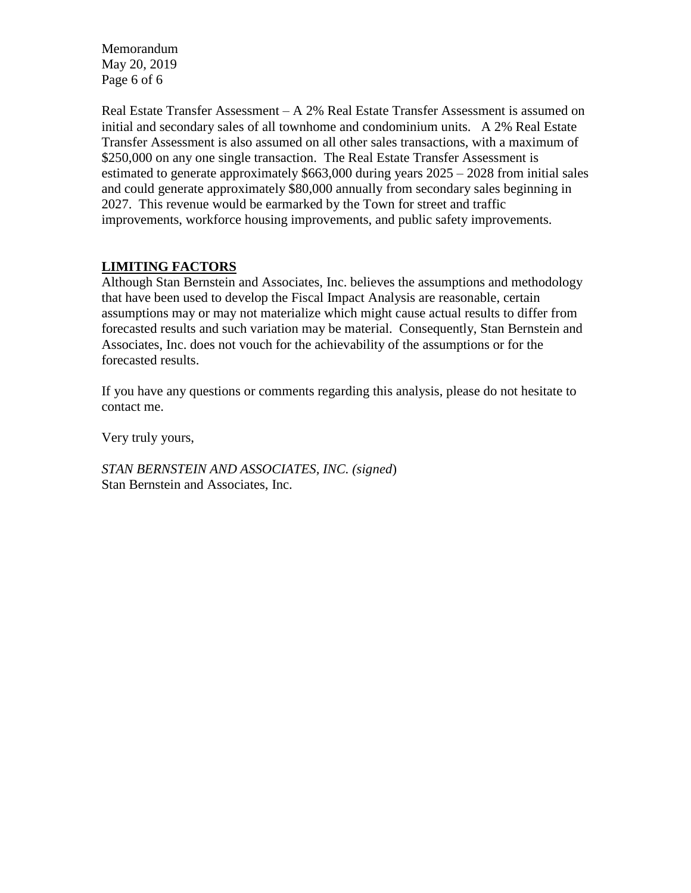Real Estate Transfer Assessment – A 2% Real Estate Transfer Assessment is assumed on initial and secondary sales of all townhome and condominium units. A 2% Real Estate Transfer Assessment is also assumed on all other sales transactions, with a maximum of $250,000 on any one single transaction. The Real Estate Transfer Assessment is estimated to generate approximately $663,000 during years 2025 – 2028 from initial sales and could generate approximately $80,000 annually from secondary sales beginning in 2027. This revenue would be earmarked by the Town for street and traffic improvements, workforce housing improvements, and public safety improvements.

## LIMITING FACTORS

Although Stan Bernstein and Associates, Inc. believes the assumptions and methodology that have been used to develop the Fiscal Impact Analysis are reasonable, certain assumptions may or may not materialize which might cause actual results to differ from forecasted results and such variation may be material. Consequently, Stan Bernstein and Associates, Inc. does not vouch for the achievability of the assumptions or for the forecasted results.

If you have any questions or comments regarding this analysis, please do not hesitate to contact me.

Very truly yours,

*STAN BERNSTEIN AND ASSOCIATES, INC. (signed*)
Stan Bernstein and Associates, Inc.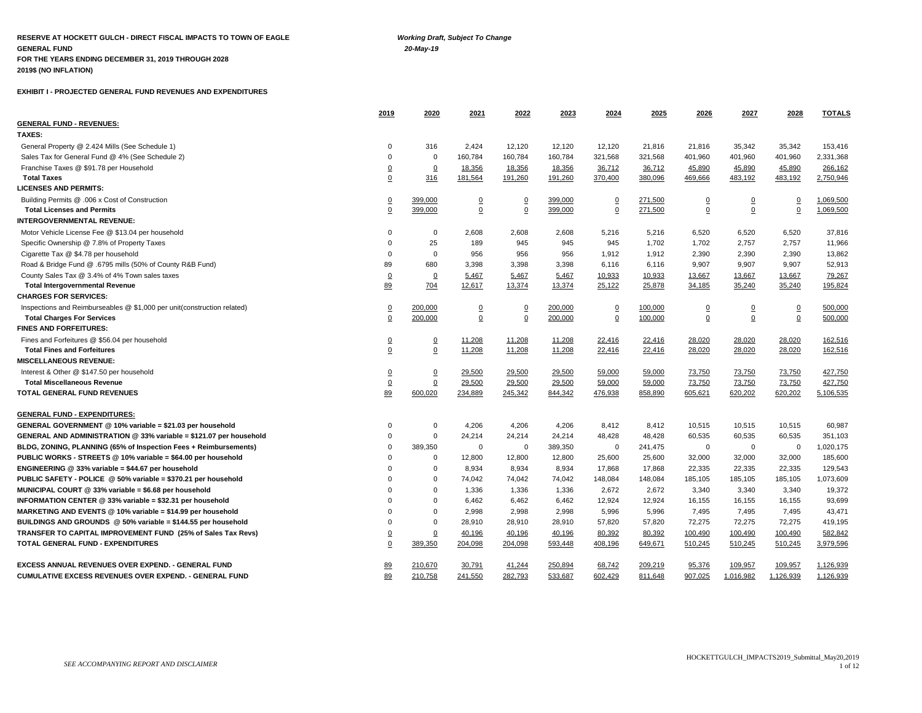**RESERVE AT HOCKETT GULCH - DIRECT FISCAL IMPACTS TO TOWN OF EAGLE**
**GENERAL FUND**
**FOR THE YEARS ENDING DECEMBER 31, 2019 THROUGH 2028**
**2019$ (NO INFLATION)**

*Working Draft, Subject To Change*
*20-May-19*

**EXHIBIT I - PROJECTED GENERAL FUND REVENUES AND EXPENDITURES**

| | 2019 | 2020 | 2021 | 2022 | 2023 | 2024 | 2025 | 2026 | 2027 | 2028 | TOTALS |
|---|---|---|---|---|---|---|---|---|---|---|---|
| **GENERAL FUND - REVENUES:** | | | | | | | | | | | |
| **TAXES:** | | | | | | | | | | | |
| General Property @ 2.424 Mills (See Schedule 1) | 0 | 316 | 2,424 | 12,120 | 12,120 | 12,120 | 21,816 | 21,816 | 35,342 | 35,342 | 153,416 |
| Sales Tax for General Fund @ 4% (See Schedule 2) | 0 | 0 | 160,784 | 160,784 | 160,784 | 321,568 | 321,568 | 401,960 | 401,960 | 401,960 | 2,331,368 |
| Franchise Taxes @ $91.78 per Household | 0 | 0 | 18,356 | 18,356 | 18,356 | 36,712 | 36,712 | 45,890 | 45,890 | 45,890 | 266,162 |
| **Total Taxes** | 0 | 316 | 181,564 | 191,260 | 191,260 | 370,400 | 380,096 | 469,666 | 483,192 | 483,192 | 2,750,946 |
| **LICENSES AND PERMITS:** | | | | | | | | | | | |
| Building Permits @ .006 x Cost of Construction | 0 | 399,000 | 0 | 0 | 399,000 | 0 | 271,500 | 0 | 0 | 0 | 1,069,500 |
| **Total Licenses and Permits** | 0 | 399,000 | 0 | 0 | 399,000 | 0 | 271,500 | 0 | 0 | 0 | 1,069,500 |
| **INTERGOVERNMENTAL REVENUE:** | | | | | | | | | | | |
| Motor Vehicle License Fee @ $13.04 per household | 0 | 0 | 2,608 | 2,608 | 2,608 | 5,216 | 5,216 | 6,520 | 6,520 | 6,520 | 37,816 |
| Specific Ownership @ 7.8% of Property Taxes | 0 | 25 | 189 | 945 | 945 | 945 | 1,702 | 1,702 | 2,757 | 2,757 | 11,966 |
| Cigarette Tax @ $4.78 per household | 0 | 0 | 956 | 956 | 956 | 1,912 | 1,912 | 2,390 | 2,390 | 2,390 | 13,862 |
| Road & Bridge Fund @ .6795 mills (50% of County R&B Fund) | 89 | 680 | 3,398 | 3,398 | 3,398 | 6,116 | 6,116 | 9,907 | 9,907 | 9,907 | 52,913 |
| County Sales Tax @ 3.4% of 4% Town sales taxes | 0 | 0 | 5,467 | 5,467 | 5,467 | 10,933 | 10,933 | 13,667 | 13,667 | 13,667 | 79,267 |
| **Total Intergovernmental Revenue** | 89 | 704 | 12,617 | 13,374 | 13,374 | 25,122 | 25,878 | 34,185 | 35,240 | 35,240 | 195,824 |
| **CHARGES FOR SERVICES:** | | | | | | | | | | | |
| Inspections and Reimburseables @ $1,000 per unit(construction related) | 0 | 200,000 | 0 | 0 | 200,000 | 0 | 100,000 | 0 | 0 | 0 | 500,000 |
| **Total Charges For Services** | 0 | 200,000 | 0 | 0 | 200,000 | 0 | 100,000 | 0 | 0 | 0 | 500,000 |
| **FINES AND FORFEITURES:** | | | | | | | | | | | |
| Fines and Forfeitures @ $56.04 per household | 0 | 0 | 11,208 | 11,208 | 11,208 | 22,416 | 22,416 | 28,020 | 28,020 | 28,020 | 162,516 |
| **Total Fines and Forfeitures** | 0 | 0 | 11,208 | 11,208 | 11,208 | 22,416 | 22,416 | 28,020 | 28,020 | 28,020 | 162,516 |
| **MISCELLANEOUS REVENUE:** | | | | | | | | | | | |
| Interest & Other @ $147.50 per household | 0 | 0 | 29,500 | 29,500 | 29,500 | 59,000 | 59,000 | 73,750 | 73,750 | 73,750 | 427,750 |
| **Total Miscellaneous Revenue** | 0 | 0 | 29,500 | 29,500 | 29,500 | 59,000 | 59,000 | 73,750 | 73,750 | 73,750 | 427,750 |
| **TOTAL GENERAL FUND REVENUES** | 89 | 600,020 | 234,889 | 245,342 | 844,342 | 476,938 | 858,890 | 605,621 | 620,202 | 620,202 | 5,106,535 |
| | | | | | | | | | | | |
| **GENERAL FUND - EXPENDITURES:** | | | | | | | | | | | |
| **GENERAL GOVERNMENT @ 10% variable = $21.03 per household** | 0 | 0 | 4,206 | 4,206 | 4,206 | 8,412 | 8,412 | 10,515 | 10,515 | 10,515 | 60,987 |
| **GENERAL AND ADMINISTRATION @ 33% variable = $121.07 per household** | 0 | 0 | 24,214 | 24,214 | 24,214 | 48,428 | 48,428 | 60,535 | 60,535 | 60,535 | 351,103 |
| **BLDG, ZONING, PLANNING (65% of Inspection Fees + Reimbursements)** | 0 | 389,350 | 0 | 0 | 389,350 | 0 | 241,475 | 0 | 0 | 0 | 1,020,175 |
| **PUBLIC WORKS - STREETS @ 10% variable = $64.00 per household** | 0 | 0 | 12,800 | 12,800 | 12,800 | 25,600 | 25,600 | 32,000 | 32,000 | 32,000 | 185,600 |
| **ENGINEERING @ 33% variable = $44.67 per household** | 0 | 0 | 8,934 | 8,934 | 8,934 | 17,868 | 17,868 | 22,335 | 22,335 | 22,335 | 129,543 |
| **PUBLIC SAFETY - POLICE @ 50% variable = $370.21 per household** | 0 | 0 | 74,042 | 74,042 | 74,042 | 148,084 | 148,084 | 185,105 | 185,105 | 185,105 | 1,073,609 |
| **MUNICIPAL COURT @ 33% variable = $6.68 per household** | 0 | 0 | 1,336 | 1,336 | 1,336 | 2,672 | 2,672 | 3,340 | 3,340 | 3,340 | 19,372 |
| **INFORMATION CENTER @ 33% variable = $32.31 per household** | 0 | 0 | 6,462 | 6,462 | 6,462 | 12,924 | 12,924 | 16,155 | 16,155 | 16,155 | 93,699 |
| **MARKETING AND EVENTS @ 10% variable = $14.99 per household** | 0 | 0 | 2,998 | 2,998 | 2,998 | 5,996 | 5,996 | 7,495 | 7,495 | 7,495 | 43,471 |
| **BUILDINGS AND GROUNDS @ 50% variable = $144.55 per household** | 0 | 0 | 28,910 | 28,910 | 28,910 | 57,820 | 57,820 | 72,275 | 72,275 | 72,275 | 419,195 |
| **TRANSFER TO CAPITAL IMPROVEMENT FUND (25% of Sales Tax Revs)** | 0 | 0 | 40,196 | 40,196 | 40,196 | 80,392 | 80,392 | 100,490 | 100,490 | 100,490 | 582,842 |
| **TOTAL GENERAL FUND - EXPENDITURES** | 0 | 389,350 | 204,098 | 204,098 | 593,448 | 408,196 | 649,671 | 510,245 | 510,245 | 510,245 | 3,979,596 |
| | | | | | | | | | | | |
| **EXCESS ANNUAL REVENUES OVER EXPEND. - GENERAL FUND** | 89 | 210,670 | 30,791 | 41,244 | 250,894 | 68,742 | 209,219 | 95,376 | 109,957 | 109,957 | 1,126,939 |
| **CUMULATIVE EXCESS REVENUES OVER EXPEND. - GENERAL FUND** | 89 | 210,758 | 241,550 | 282,793 | 533,687 | 602,429 | 811,648 | 907,025 | 1,016,982 | 1,126,939 | 1,126,939 |

*SEE ACCOMPANYING REPORT AND DISCLAIMER*

HOCKETTGULCH_IMPACTS2019_Submittal_May20,2019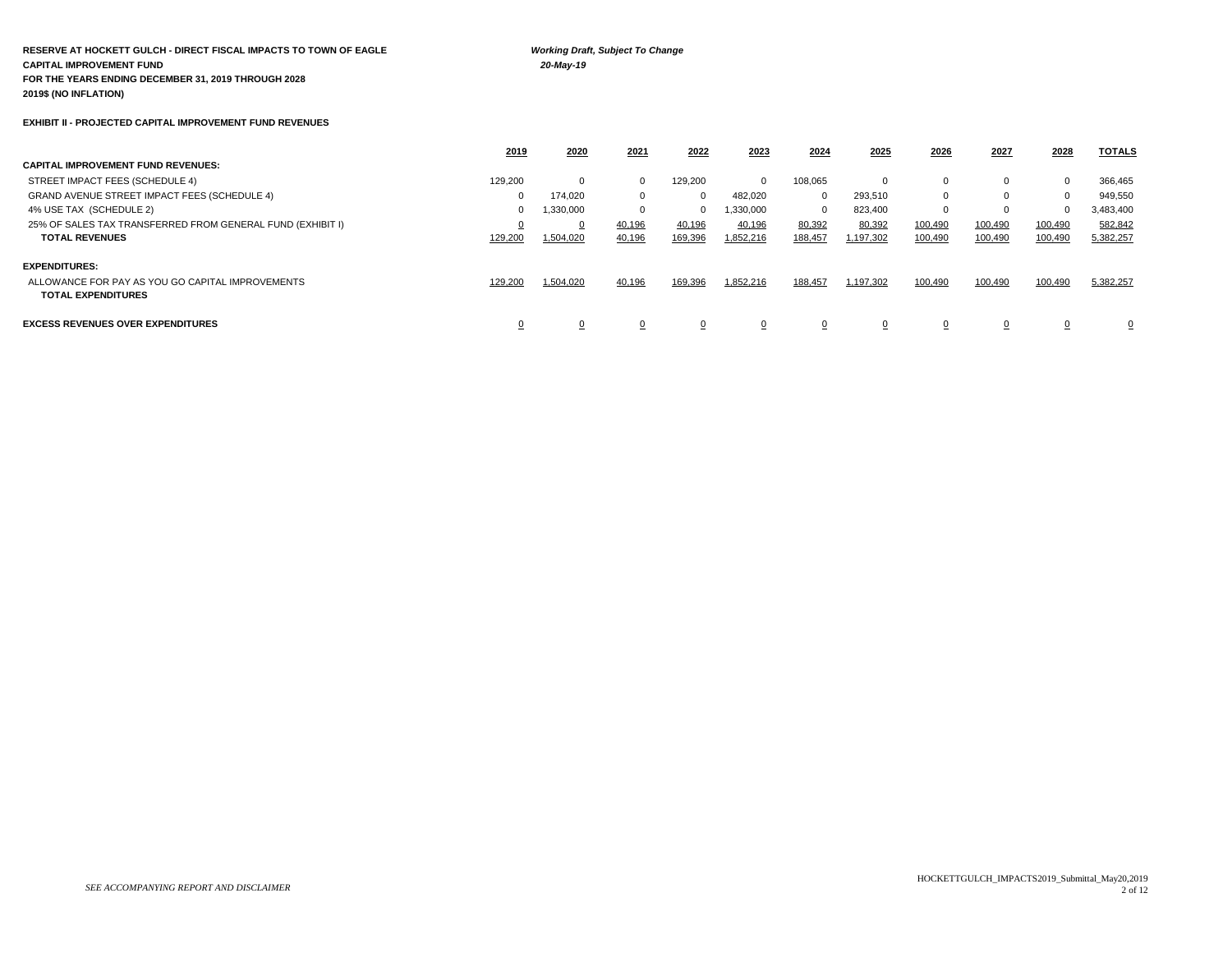**RESERVE AT HOCKETT GULCH - DIRECT FISCAL IMPACTS TO TOWN OF EAGLE**
**CAPITAL IMPROVEMENT FUND**
**FOR THE YEARS ENDING DECEMBER 31, 2019 THROUGH 2028**
**2019$ (NO INFLATION)**

***Working Draft, Subject To Change***
***20-May-19***

**EXHIBIT II - PROJECTED CAPITAL IMPROVEMENT FUND REVENUES**

| | 2019 | 2020 | 2021 | 2022 | 2023 | 2024 | 2025 | 2026 | 2027 | 2028 | TOTALS |
|---|---|---|---|---|---|---|---|---|---|---|---|
| **CAPITAL IMPROVEMENT FUND REVENUES:** | | | | | | | | | | | |
| STREET IMPACT FEES (SCHEDULE 4) | 129,200 | 0 | 0 | 129,200 | 0 | 108,065 | 0 | 0 | 0 | 0 | 366,465 |
| GRAND AVENUE STREET IMPACT FEES (SCHEDULE 4) | 0 | 174,020 | 0 | 0 | 482,020 | 0 | 293,510 | 0 | 0 | 0 | 949,550 |
| 4% USE TAX (SCHEDULE 2) | 0 | 1,330,000 | 0 | 0 | 1,330,000 | 0 | 823,400 | 0 | 0 | 0 | 3,483,400 |
| 25% OF SALES TAX TRANSFERRED FROM GENERAL FUND (EXHIBIT I) | 0 | 0 | 40,196 | 40,196 | 40,196 | 80,392 | 80,392 | 100,490 | 100,490 | 100,490 | 582,842 |
| **TOTAL REVENUES** | 129,200 | 1,504,020 | 40,196 | 169,396 | 1,852,216 | 188,457 | 1,197,302 | 100,490 | 100,490 | 100,490 | 5,382,257 |
| **EXPENDITURES:** | | | | | | | | | | | |
| ALLOWANCE FOR PAY AS YOU GO CAPITAL IMPROVEMENTS | 129,200 | 1,504,020 | 40,196 | 169,396 | 1,852,216 | 188,457 | 1,197,302 | 100,490 | 100,490 | 100,490 | 5,382,257 |
| **TOTAL EXPENDITURES** | | | | | | | | | | | |
| **EXCESS REVENUES OVER EXPENDITURES** | 0 | 0 | 0 | 0 | 0 | 0 | 0 | 0 | 0 | 0 | 0 |

*SEE ACCOMPANYING REPORT AND DISCLAIMER*

HOCKETTGULCH_IMPACTS2019_Submittal_May20,2019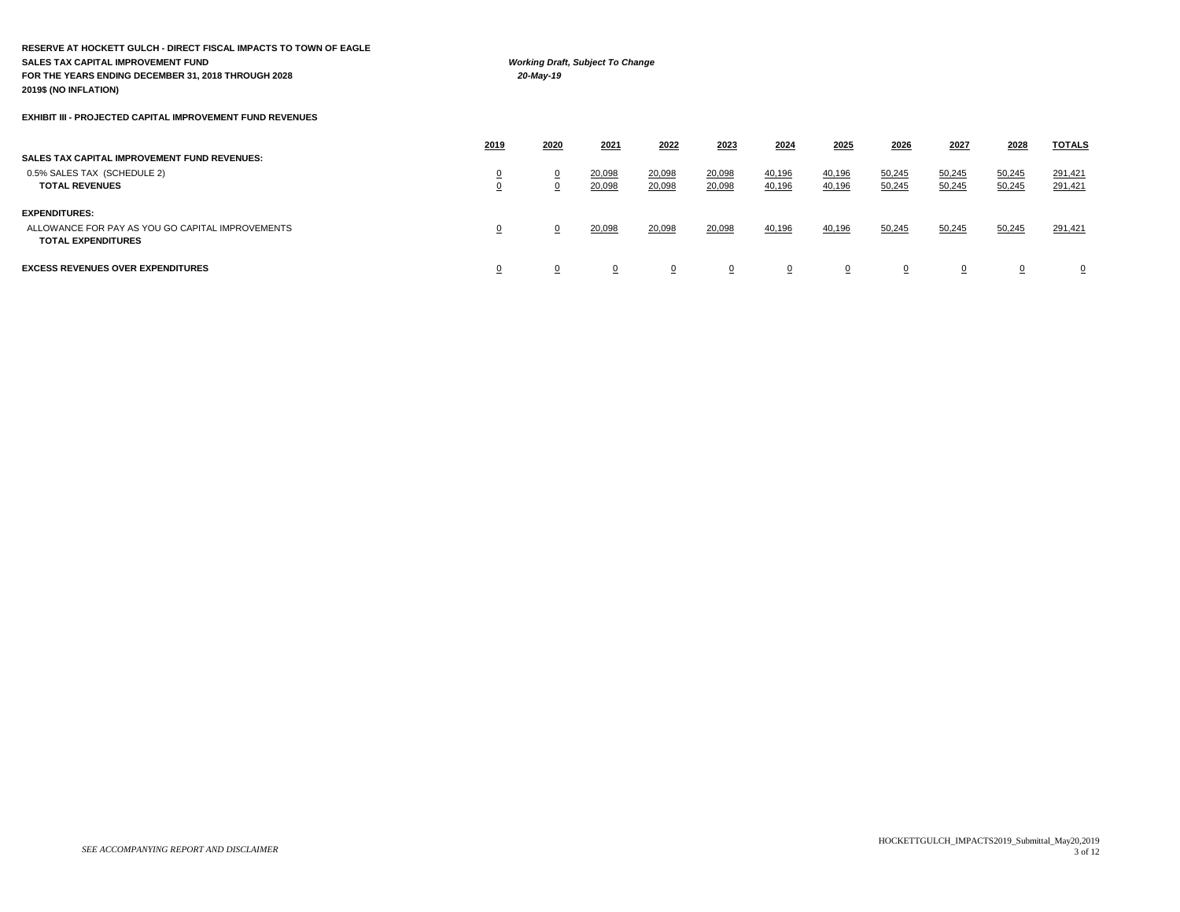**RESERVE AT HOCKETT GULCH - DIRECT FISCAL IMPACTS TO TOWN OF EAGLE**
**SALES TAX CAPITAL IMPROVEMENT FUND**
**FOR THE YEARS ENDING DECEMBER 31, 2018 THROUGH 2028**
**2019$ (NO INFLATION)**

***Working Draft, Subject To Change***
***20-May-19***

**EXHIBIT III - PROJECTED CAPITAL IMPROVEMENT FUND REVENUES**

| | 2019 | 2020 | 2021 | 2022 | 2023 | 2024 | 2025 | 2026 | 2027 | 2028 | TOTALS |
|---|---|---|---|---|---|---|---|---|---|---|---|
| **SALES TAX CAPITAL IMPROVEMENT FUND REVENUES:** | | | | | | | | | | | |
| 0.5% SALES TAX (SCHEDULE 2) | 0 | 0 | 20,098 | 20,098 | 20,098 | 40,196 | 40,196 | 50,245 | 50,245 | 50,245 | 291,421 |
| **TOTAL REVENUES** | 0 | 0 | 20,098 | 20,098 | 20,098 | 40,196 | 40,196 | 50,245 | 50,245 | 50,245 | 291,421 |
| **EXPENDITURES:** | | | | | | | | | | | |
| ALLOWANCE FOR PAY AS YOU GO CAPITAL IMPROVEMENTS | 0 | 0 | 20,098 | 20,098 | 20,098 | 40,196 | 40,196 | 50,245 | 50,245 | 50,245 | 291,421 |
| **TOTAL EXPENDITURES** | | | | | | | | | | | |
| **EXCESS REVENUES OVER EXPENDITURES** | 0 | 0 | 0 | 0 | 0 | 0 | 0 | 0 | 0 | 0 | 0 |

*SEE ACCOMPANYING REPORT AND DISCLAIMER*

HOCKETTGULCH_IMPACTS2019_Submittal_May20,2019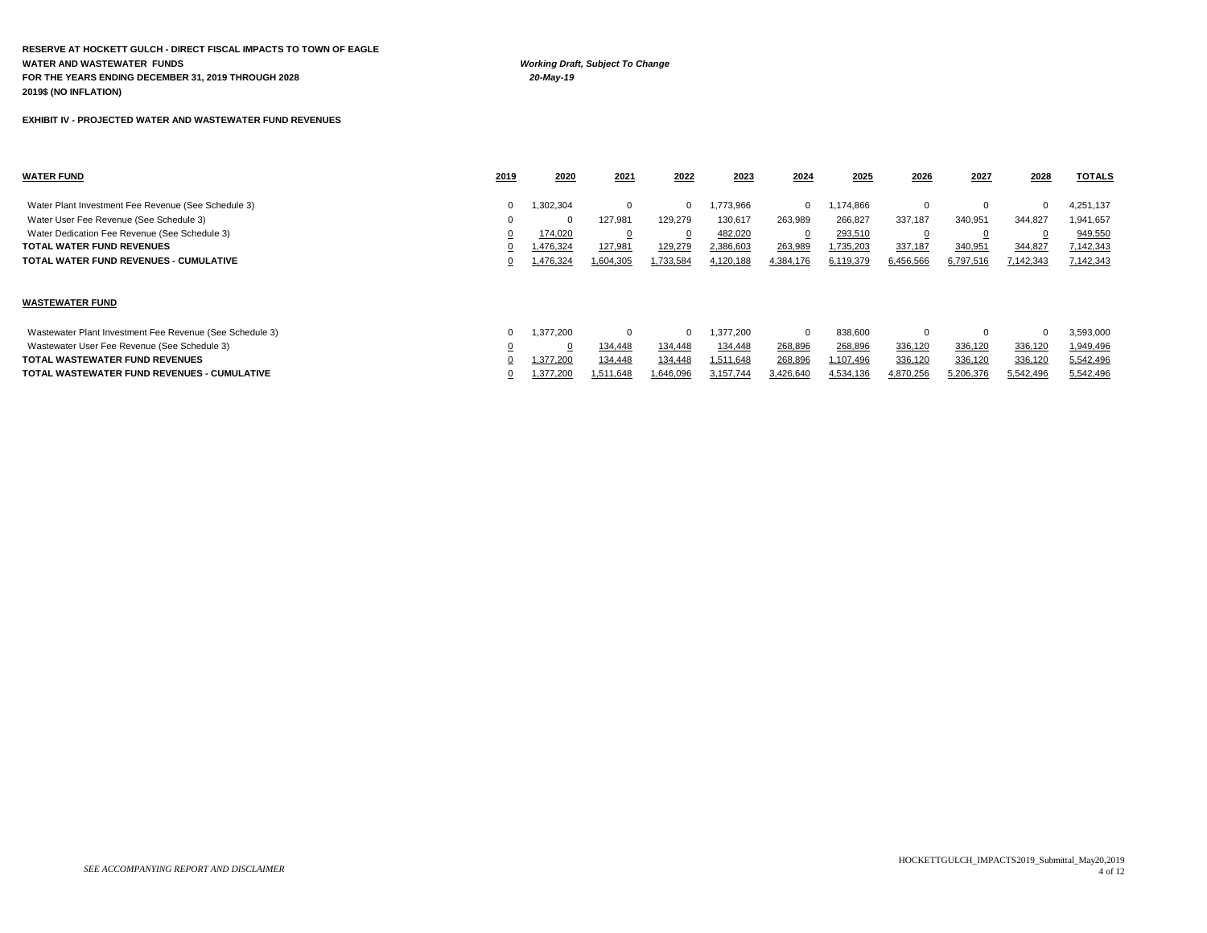**RESERVE AT HOCKETT GULCH - DIRECT FISCAL IMPACTS TO TOWN OF EAGLE**
**WATER AND WASTEWATER FUNDS**
**FOR THE YEARS ENDING DECEMBER 31, 2019 THROUGH 2028**
**2019$ (NO INFLATION)**

***Working Draft, Subject To Change***
***20-May-19***

**EXHIBIT IV - PROJECTED WATER AND WASTEWATER FUND REVENUES**

| **WATER FUND** | **2019** | **2020** | **2021** | **2022** | **2023** | **2024** | **2025** | **2026** | **2027** | **2028** | **TOTALS** |
|---|---|---|---|---|---|---|---|---|---|---|---|
| Water Plant Investment Fee Revenue (See Schedule 3) | 0 | 1,302,304 | 0 | 0 | 1,773,966 | 0 | 1,174,866 | 0 | 0 | 0 | 4,251,137 |
| Water User Fee Revenue (See Schedule 3) | 0 | 0 | 127,981 | 129,279 | 130,617 | 263,989 | 266,827 | 337,187 | 340,951 | 344,827 | 1,941,657 |
| Water Dedication Fee Revenue (See Schedule 3) | 0 | 174,020 | 0 | 0 | 482,020 | 0 | 293,510 | 0 | 0 | 0 | 949,550 |
| **TOTAL WATER FUND REVENUES** | 0 | 1,476,324 | 127,981 | 129,279 | 2,386,603 | 263,989 | 1,735,203 | 337,187 | 340,951 | 344,827 | 7,142,343 |
| **TOTAL WATER FUND REVENUES - CUMULATIVE** | 0 | 1,476,324 | 1,604,305 | 1,733,584 | 4,120,188 | 4,384,176 | 6,119,379 | 6,456,566 | 6,797,516 | 7,142,343 | 7,142,343 |

| **WASTEWATER FUND** | **2019** | **2020** | **2021** | **2022** | **2023** | **2024** | **2025** | **2026** | **2027** | **2028** | **TOTALS** |
|---|---|---|---|---|---|---|---|---|---|---|---|
| Wastewater Plant Investment Fee Revenue (See Schedule 3) | 0 | 1,377,200 | 0 | 0 | 1,377,200 | 0 | 838,600 | 0 | 0 | 0 | 3,593,000 |
| Wastewater User Fee Revenue (See Schedule 3) | 0 | 0 | 134,448 | 134,448 | 134,448 | 268,896 | 268,896 | 336,120 | 336,120 | 336,120 | 1,949,496 |
| **TOTAL WASTEWATER FUND REVENUES** | 0 | 1,377,200 | 134,448 | 134,448 | 1,511,648 | 268,896 | 1,107,496 | 336,120 | 336,120 | 336,120 | 5,542,496 |
| **TOTAL WASTEWATER FUND REVENUES - CUMULATIVE** | 0 | 1,377,200 | 1,511,648 | 1,646,096 | 3,157,744 | 3,426,640 | 4,534,136 | 4,870,256 | 5,206,376 | 5,542,496 | 5,542,496 |

*SEE ACCOMPANYING REPORT AND DISCLAIMER*

HOCKETTGULCH_IMPACTS2019_Submittal_May20,2019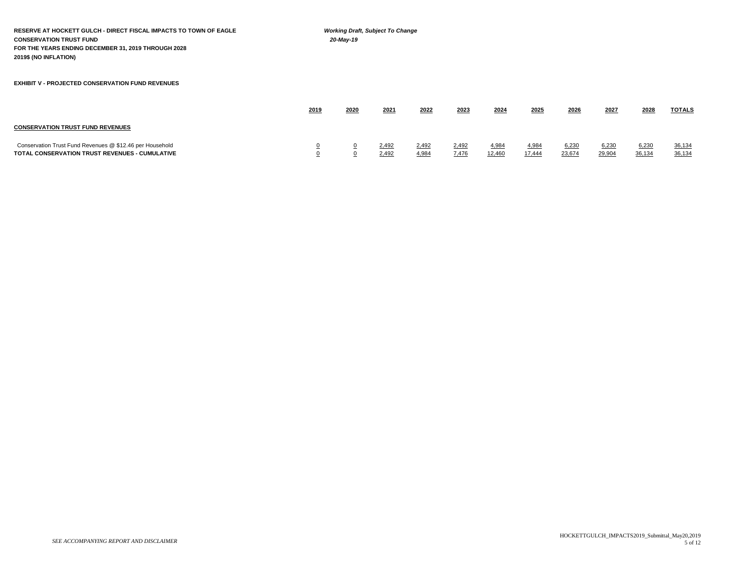**RESERVE AT HOCKETT GULCH - DIRECT FISCAL IMPACTS TO TOWN OF EAGLE**
**CONSERVATION TRUST FUND**
**FOR THE YEARS ENDING DECEMBER 31, 2019 THROUGH 2028**
**2019$ (NO INFLATION)**

***Working Draft, Subject To Change***
***20-May-19***

**EXHIBIT V - PROJECTED CONSERVATION FUND REVENUES**

| | 2019 | 2020 | 2021 | 2022 | 2023 | 2024 | 2025 | 2026 | 2027 | 2028 | TOTALS |
|---|---|---|---|---|---|---|---|---|---|---|---|
| **CONSERVATION TRUST FUND REVENUES** | | | | | | | | | | | |
| Conservation Trust Fund Revenues @ $12.46 per Household | 0 | 0 | 2,492 | 2,492 | 2,492 | 4,984 | 4,984 | 6,230 | 6,230 | 6,230 | 36,134 |
| **TOTAL CONSERVATION TRUST REVENUES - CUMULATIVE** | 0 | 0 | 2,492 | 4,984 | 7,476 | 12,460 | 17,444 | 23,674 | 29,904 | 36,134 | 36,134 |

*SEE ACCOMPANYING REPORT AND DISCLAIMER*

HOCKETTGULCH_IMPACTS2019_Submittal_May20,2019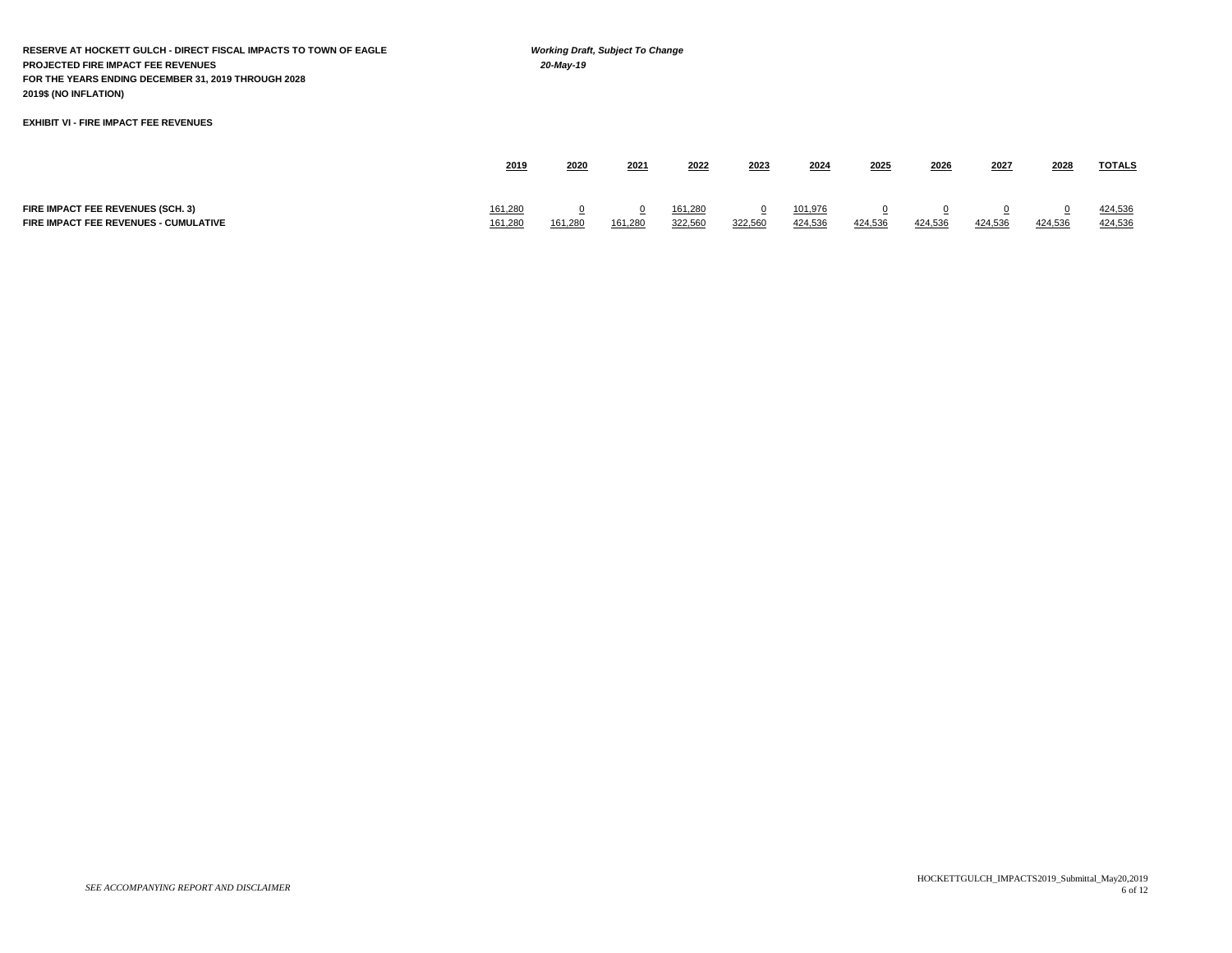**RESERVE AT HOCKETT GULCH - DIRECT FISCAL IMPACTS TO TOWN OF EAGLE**
**PROJECTED FIRE IMPACT FEE REVENUES**
**FOR THE YEARS ENDING DECEMBER 31, 2019 THROUGH 2028**
**2019$ (NO INFLATION)**

***Working Draft, Subject To Change***
***20-May-19***

**EXHIBIT VI - FIRE IMPACT FEE REVENUES**

| | 2019 | 2020 | 2021 | 2022 | 2023 | 2024 | 2025 | 2026 | 2027 | 2028 | TOTALS |
|---|---|---|---|---|---|---|---|---|---|---|---|
| **FIRE IMPACT FEE REVENUES (SCH. 3)** | 161,280 | 0 | 0 | 161,280 | 0 | 101,976 | 0 | 0 | 0 | 0 | 424,536 |
| **FIRE IMPACT FEE REVENUES - CUMULATIVE** | 161,280 | 161,280 | 161,280 | 322,560 | 322,560 | 424,536 | 424,536 | 424,536 | 424,536 | 424,536 | 424,536 |

*SEE ACCOMPANYING REPORT AND DISCLAIMER*

HOCKETTGULCH_IMPACTS2019_Submittal_May20,2019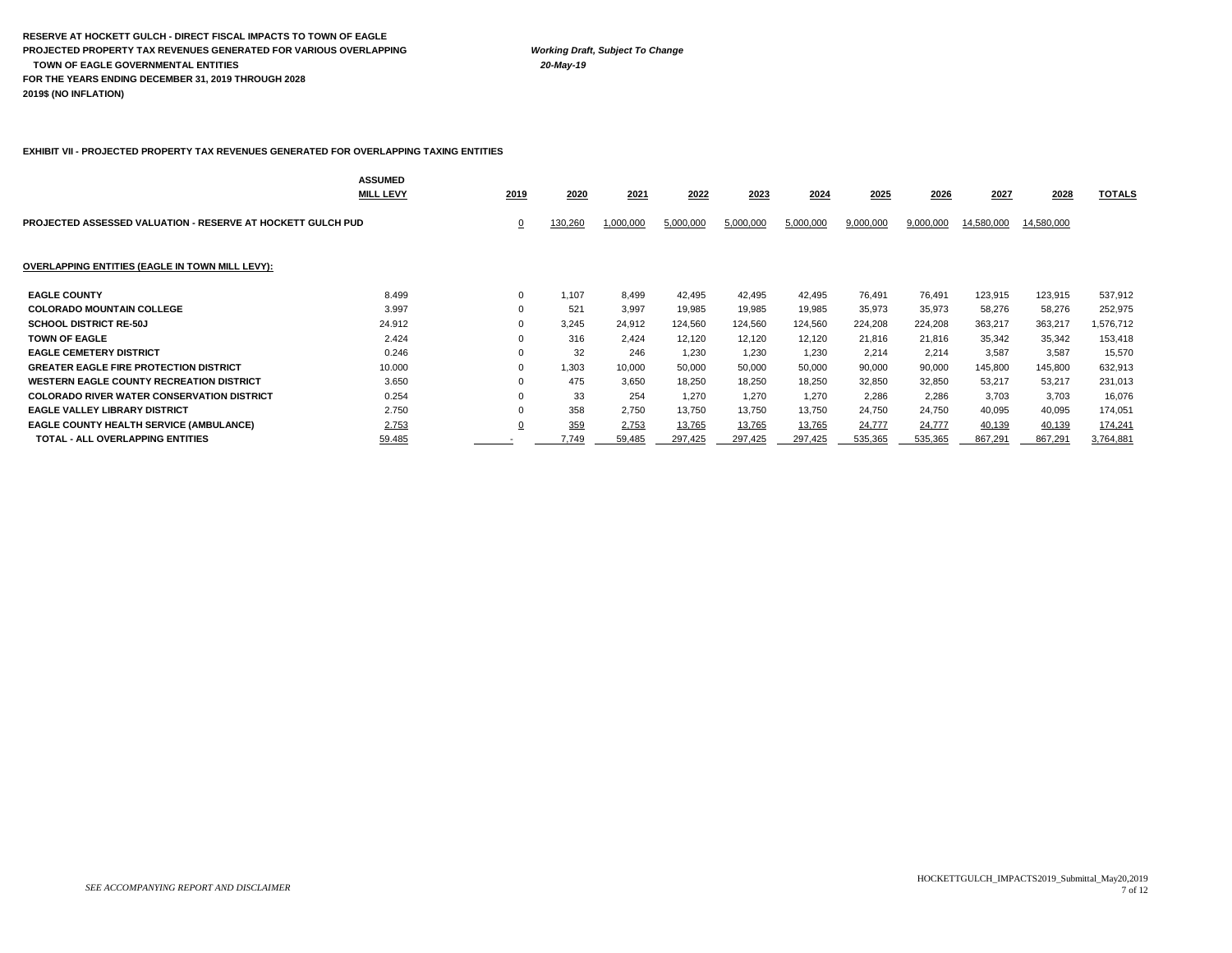**RESERVE AT HOCKETT GULCH - DIRECT FISCAL IMPACTS TO TOWN OF EAGLE**
**PROJECTED PROPERTY TAX REVENUES GENERATED FOR VARIOUS OVERLAPPING TOWN OF EAGLE GOVERNMENTAL ENTITIES**
**FOR THE YEARS ENDING DECEMBER 31, 2019 THROUGH 2028**
**2019$ (NO INFLATION)**

***Working Draft, Subject To Change***
***20-May-19***

**EXHIBIT VII - PROJECTED PROPERTY TAX REVENUES GENERATED FOR OVERLAPPING TAXING ENTITIES**

| | ASSUMED MILL LEVY | 2019 | 2020 | 2021 | 2022 | 2023 | 2024 | 2025 | 2026 | 2027 | 2028 | TOTALS |
|---|---|---|---|---|---|---|---|---|---|---|---|---|
| **PROJECTED ASSESSED VALUATION - RESERVE AT HOCKETT GULCH PUD** | | 0 | 130,260 | 1,000,000 | 5,000,000 | 5,000,000 | 5,000,000 | 9,000,000 | 9,000,000 | 14,580,000 | 14,580,000 | |
| **OVERLAPPING ENTITIES (EAGLE IN TOWN MILL LEVY):** | | | | | | | | | | | | |
| **EAGLE COUNTY** | 8.499 | 0 | 1,107 | 8,499 | 42,495 | 42,495 | 42,495 | 76,491 | 76,491 | 123,915 | 123,915 | 537,912 |
| **COLORADO MOUNTAIN COLLEGE** | 3.997 | 0 | 521 | 3,997 | 19,985 | 19,985 | 19,985 | 35,973 | 35,973 | 58,276 | 58,276 | 252,975 |
| **SCHOOL DISTRICT RE-50J** | 24.912 | 0 | 3,245 | 24,912 | 124,560 | 124,560 | 124,560 | 224,208 | 224,208 | 363,217 | 363,217 | 1,576,712 |
| **TOWN OF EAGLE** | 2.424 | 0 | 316 | 2,424 | 12,120 | 12,120 | 12,120 | 21,816 | 21,816 | 35,342 | 35,342 | 153,418 |
| **EAGLE CEMETERY DISTRICT** | 0.246 | 0 | 32 | 246 | 1,230 | 1,230 | 1,230 | 2,214 | 2,214 | 3,587 | 3,587 | 15,570 |
| **GREATER EAGLE FIRE PROTECTION DISTRICT** | 10.000 | 0 | 1,303 | 10,000 | 50,000 | 50,000 | 50,000 | 90,000 | 90,000 | 145,800 | 145,800 | 632,913 |
| **WESTERN EAGLE COUNTY RECREATION DISTRICT** | 3.650 | 0 | 475 | 3,650 | 18,250 | 18,250 | 18,250 | 32,850 | 32,850 | 53,217 | 53,217 | 231,013 |
| **COLORADO RIVER WATER CONSERVATION DISTRICT** | 0.254 | 0 | 33 | 254 | 1,270 | 1,270 | 1,270 | 2,286 | 2,286 | 3,703 | 3,703 | 16,076 |
| **EAGLE VALLEY LIBRARY DISTRICT** | 2.750 | 0 | 358 | 2,750 | 13,750 | 13,750 | 13,750 | 24,750 | 24,750 | 40,095 | 40,095 | 174,051 |
| **EAGLE COUNTY HEALTH SERVICE (AMBULANCE)** | 2.753 | 0 | 359 | 2,753 | 13,765 | 13,765 | 13,765 | 24,777 | 24,777 | 40,139 | 40,139 | 174,241 |
| **TOTAL - ALL OVERLAPPING ENTITIES** | 59.485 | - | 7,749 | 59,485 | 297,425 | 297,425 | 297,425 | 535,365 | 535,365 | 867,291 | 867,291 | 3,764,881 |

*SEE ACCOMPANYING REPORT AND DISCLAIMER*

HOCKETTGULCH_IMPACTS2019_Submittal_May20,2019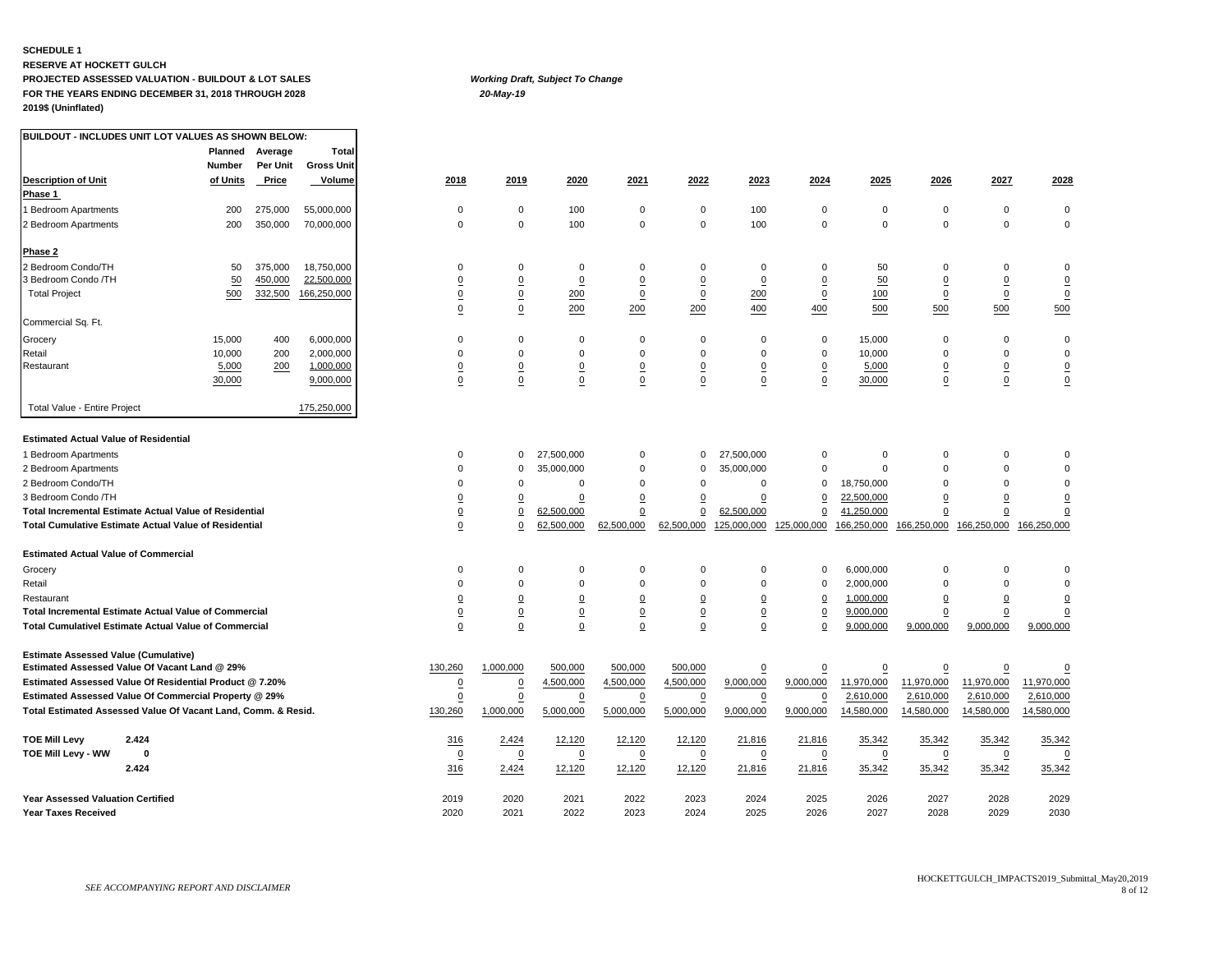**SCHEDULE 1**
**RESERVE AT HOCKETT GULCH**
**PROJECTED ASSESSED VALUATION - BUILDOUT & LOT SALES**
**FOR THE YEARS ENDING DECEMBER 31, 2018 THROUGH 2028**
**2019$ (Uninflated)**

*Working Draft, Subject To Change*
*20-May-19*

| BUILDOUT - INCLUDES UNIT LOT VALUES AS SHOWN BELOW: | Planned Number of Units | Average Per Unit Price | Total Gross Unit Volume | 2018 | 2019 | 2020 | 2021 | 2022 | 2023 | 2024 | 2025 | 2026 | 2027 | 2028 |
|---|---|---|---|---|---|---|---|---|---|---|---|---|---|---|
| **Phase 1** | | | | | | | | | | | | | | |
| 1 Bedroom Apartments | 200 | 275,000 | 55,000,000 | 0 | 0 | 100 | 0 | 0 | 100 | 0 | 0 | 0 | 0 | 0 |
| 2 Bedroom Apartments | 200 | 350,000 | 70,000,000 | 0 | 0 | 100 | 0 | 0 | 100 | 0 | 0 | 0 | 0 | 0 |
| **Phase 2** | | | | | | | | | | | | | | |
| 2 Bedroom Condo/TH | 50 | 375,000 | 18,750,000 | 0 | 0 | 0 | 0 | 0 | 0 | 0 | 50 | 0 | 0 | 0 |
| 3 Bedroom Condo /TH | 50 | 450,000 | 22,500,000 | 0 | 0 | 0 | 0 | 0 | 0 | 0 | 50 | 0 | 0 | 0 |
| Total Project | 500 | 332,500 | 166,250,000 | 0 | 0 | 200 | 0 | 0 | 200 | 0 | 100 | 0 | 0 | 0 |
| | | | | 0 | 0 | 200 | 200 | 200 | 400 | 400 | 500 | 500 | 500 | 500 |
| Commercial Sq. Ft. | | | | | | | | | | | | | | |
| Grocery | 15,000 | 400 | 6,000,000 | 0 | 0 | 0 | 0 | 0 | 0 | 0 | 15,000 | 0 | 0 | 0 |
| Retail | 10,000 | 200 | 2,000,000 | 0 | 0 | 0 | 0 | 0 | 0 | 0 | 10,000 | 0 | 0 | 0 |
| Restaurant | 5,000 | 200 | 1,000,000 | 0 | 0 | 0 | 0 | 0 | 0 | 0 | 5,000 | 0 | 0 | 0 |
| | 30,000 | | 9,000,000 | 0 | 0 | 0 | 0 | 0 | 0 | 0 | 30,000 | 0 | 0 | 0 |
| Total Value - Entire Project | | | 175,250,000 | | | | | | | | | | | |
| **Estimated Actual Value of Residential** | | | | | | | | | | | | | | |
| 1 Bedroom Apartments | | | | 0 | 0 | 27,500,000 | 0 | 0 | 27,500,000 | 0 | 0 | 0 | 0 | 0 |
| 2 Bedroom Apartments | | | | 0 | 0 | 35,000,000 | 0 | 0 | 35,000,000 | 0 | 0 | 0 | 0 | 0 |
| 2 Bedroom Condo/TH | | | | 0 | 0 | 0 | 0 | 0 | 0 | 0 | 18,750,000 | 0 | 0 | 0 |
| 3 Bedroom Condo /TH | | | | 0 | 0 | 0 | 0 | 0 | 0 | 0 | 22,500,000 | 0 | 0 | 0 |
| **Total Incremental Estimate Actual Value of Residential** | | | | 0 | 0 | 62,500,000 | 0 | 0 | 62,500,000 | 0 | 41,250,000 | 0 | 0 | 0 |
| **Total Cumulative Estimate Actual Value of Residential** | | | | 0 | 0 | 62,500,000 | 62,500,000 | 62,500,000 | 125,000,000 | 125,000,000 | 166,250,000 | 166,250,000 | 166,250,000 | 166,250,000 |
| **Estimated Actual Value of Commercial** | | | | | | | | | | | | | | |
| Grocery | | | | 0 | 0 | 0 | 0 | 0 | 0 | 0 | 6,000,000 | 0 | 0 | 0 |
| Retail | | | | 0 | 0 | 0 | 0 | 0 | 0 | 0 | 2,000,000 | 0 | 0 | 0 |
| Restaurant | | | | 0 | 0 | 0 | 0 | 0 | 0 | 0 | 1,000,000 | 0 | 0 | 0 |
| **Total Incremental Estimate Actual Value of Commercial** | | | | 0 | 0 | 0 | 0 | 0 | 0 | 0 | 9,000,000 | 0 | 0 | 0 |
| **Total Cumulativel Estimate Actual Value of Commercial** | | | | 0 | 0 | 0 | 0 | 0 | 0 | 0 | 9,000,000 | 9,000,000 | 9,000,000 | 9,000,000 |
| **Estimate Assessed Value (Cumulative)** | | | | | | | | | | | | | | |
| **Estimated Assessed Value Of Vacant Land @ 29%** | | | | 130,260 | 1,000,000 | 500,000 | 500,000 | 500,000 | 0 | 0 | 0 | 0 | 0 | 0 |
| **Estimated Assessed Value Of Residential Product @ 7.20%** | | | | 0 | 0 | 4,500,000 | 4,500,000 | 4,500,000 | 9,000,000 | 9,000,000 | 11,970,000 | 11,970,000 | 11,970,000 | 11,970,000 |
| **Estimated Assessed Value Of Commercial Property @ 29%** | | | | 0 | 0 | 0 | 0 | 0 | 0 | 0 | 2,610,000 | 2,610,000 | 2,610,000 | 2,610,000 |
| **Total Estimated Assessed Value Of Vacant Land, Comm. & Resid.** | | | | 130,260 | 1,000,000 | 5,000,000 | 5,000,000 | 5,000,000 | 9,000,000 | 9,000,000 | 14,580,000 | 14,580,000 | 14,580,000 | 14,580,000 |
| **TOE Mill Levy** | **2.424** | | | 316 | 2,424 | 12,120 | 12,120 | 12,120 | 21,816 | 21,816 | 35,342 | 35,342 | 35,342 | 35,342 |
| **TOE Mill Levy - WW** | **0** | | | 0 | 0 | 0 | 0 | 0 | 0 | 0 | 0 | 0 | 0 | 0 |
| | **2.424** | | | 316 | 2,424 | 12,120 | 12,120 | 12,120 | 21,816 | 21,816 | 35,342 | 35,342 | 35,342 | 35,342 |
| **Year Assessed Valuation Certified** | | | | 2019 | 2020 | 2021 | 2022 | 2023 | 2024 | 2025 | 2026 | 2027 | 2028 | 2029 |
| **Year Taxes Received** | | | | 2020 | 2021 | 2022 | 2023 | 2024 | 2025 | 2026 | 2027 | 2028 | 2029 | 2030 |

*SEE ACCOMPANYING REPORT AND DISCLAIMER*

HOCKETTGULCH_IMPACTS2019_Submittal_May20,2019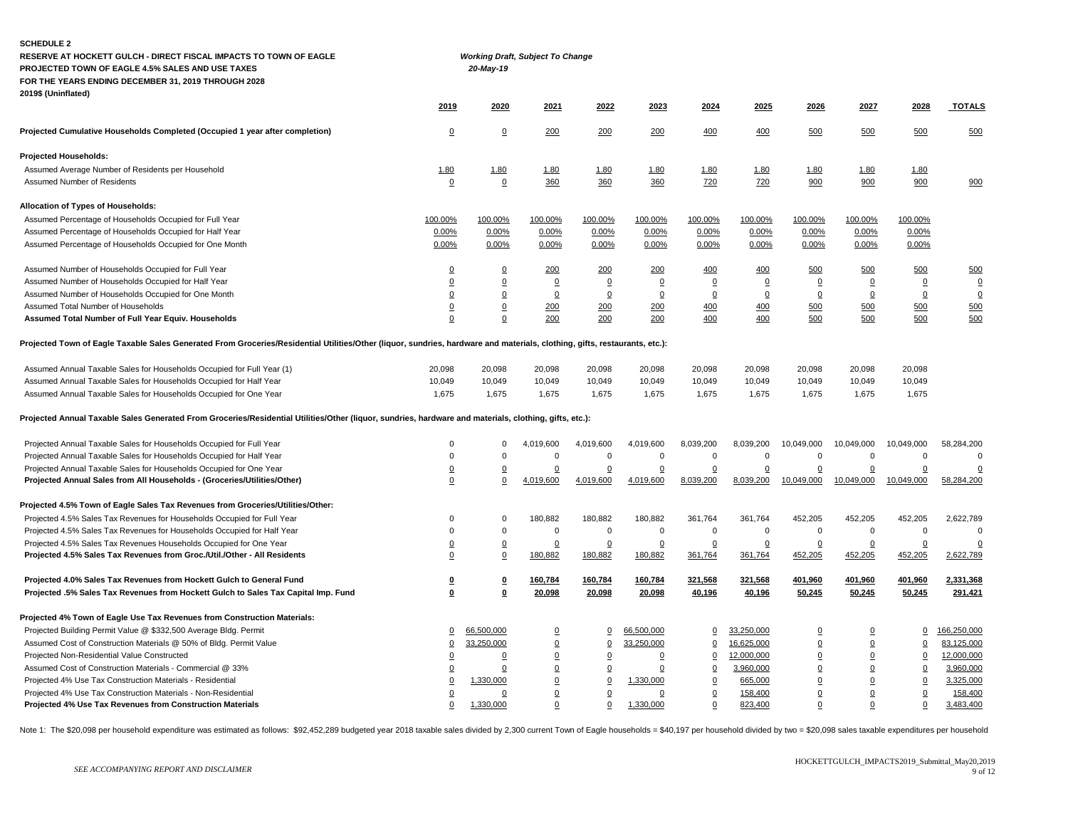**SCHEDULE 2**

**RESERVE AT HOCKETT GULCH - DIRECT FISCAL IMPACTS TO TOWN OF EAGLE**

**PROJECTED TOWN OF EAGLE 4.5% SALES AND USE TAXES**

**FOR THE YEARS ENDING DECEMBER 31, 2019 THROUGH 2028**

**2019$ (Uninflated)**

***Working Draft, Subject To Change***

***20-May-19***

| | 2019 | 2020 | 2021 | 2022 | 2023 | 2024 | 2025 | 2026 | 2027 | 2028 | TOTALS |
|---|---|---|---|---|---|---|---|---|---|---|---|
| **Projected Cumulative Households Completed (Occupied 1 year after completion)** | 0 | 0 | 200 | 200 | 200 | 400 | 400 | 500 | 500 | 500 | 500 |
| **Projected Households:** | | | | | | | | | | | |
| Assumed Average Number of Residents per Household | 1.80 | 1.80 | 1.80 | 1.80 | 1.80 | 1.80 | 1.80 | 1.80 | 1.80 | 1.80 | |
| Assumed Number of Residents | 0 | 0 | 360 | 360 | 360 | 720 | 720 | 900 | 900 | 900 | 900 |
| **Allocation of Types of Households:** | | | | | | | | | | | |
| Assumed Percentage of Households Occupied for Full Year | 100.00% | 100.00% | 100.00% | 100.00% | 100.00% | 100.00% | 100.00% | 100.00% | 100.00% | 100.00% | |
| Assumed Percentage of Households Occupied for Half Year | 0.00% | 0.00% | 0.00% | 0.00% | 0.00% | 0.00% | 0.00% | 0.00% | 0.00% | 0.00% | |
| Assumed Percentage of Households Occupied for One Month | 0.00% | 0.00% | 0.00% | 0.00% | 0.00% | 0.00% | 0.00% | 0.00% | 0.00% | 0.00% | |
| Assumed Number of Households Occupied for Full Year | 0 | 0 | 200 | 200 | 200 | 400 | 400 | 500 | 500 | 500 | 500 |
| Assumed Number of Households Occupied for Half Year | 0 | 0 | 0 | 0 | 0 | 0 | 0 | 0 | 0 | 0 | 0 |
| Assumed Number of Households Occupied for One Month | 0 | 0 | 0 | 0 | 0 | 0 | 0 | 0 | 0 | 0 | 0 |
| Assumed Total Number of Households | 0 | 0 | 200 | 200 | 200 | 400 | 400 | 500 | 500 | 500 | 500 |
| **Assumed Total Number of Full Year Equiv. Households** | 0 | 0 | 200 | 200 | 200 | 400 | 400 | 500 | 500 | 500 | 500 |
| **Projected Town of Eagle Taxable Sales Generated From Groceries/Residential Utilities/Other (liquor, sundries, hardware and materials, clothing, gifts, restaurants, etc.):** | | | | | | | | | | | |
| Assumed Annual Taxable Sales for Households Occupied for Full Year (1) | 20,098 | 20,098 | 20,098 | 20,098 | 20,098 | 20,098 | 20,098 | 20,098 | 20,098 | 20,098 | |
| Assumed Annual Taxable Sales for Households Occupied for Half Year | 10,049 | 10,049 | 10,049 | 10,049 | 10,049 | 10,049 | 10,049 | 10,049 | 10,049 | 10,049 | |
| Assumed Annual Taxable Sales for Households Occupied for One Year | 1,675 | 1,675 | 1,675 | 1,675 | 1,675 | 1,675 | 1,675 | 1,675 | 1,675 | 1,675 | |
| **Projected Annual Taxable Sales Generated From Groceries/Residential Utilities/Other (liquor, sundries, hardware and materials, clothing, gifts, etc.):** | | | | | | | | | | | |
| Projected Annual Taxable Sales for Households Occupied for Full Year | 0 | 0 | 4,019,600 | 4,019,600 | 4,019,600 | 8,039,200 | 8,039,200 | 10,049,000 | 10,049,000 | 10,049,000 | 58,284,200 |
| Projected Annual Taxable Sales for Households Occupied for Half Year | 0 | 0 | 0 | 0 | 0 | 0 | 0 | 0 | 0 | 0 | 0 |
| Projected Annual Taxable Sales for Households Occupied for One Year | 0 | 0 | 0 | 0 | 0 | 0 | 0 | 0 | 0 | 0 | 0 |
| **Projected Annual Sales from All Households - (Groceries/Utilities/Other)** | 0 | 0 | 4,019,600 | 4,019,600 | 4,019,600 | 8,039,200 | 8,039,200 | 10,049,000 | 10,049,000 | 10,049,000 | 58,284,200 |
| **Projected 4.5% Town of Eagle Sales Tax Revenues from Groceries/Utilities/Other:** | | | | | | | | | | | |
| Projected 4.5% Sales Tax Revenues for Households Occupied for Full Year | 0 | 0 | 180,882 | 180,882 | 180,882 | 361,764 | 361,764 | 452,205 | 452,205 | 452,205 | 2,622,789 |
| Projected 4.5% Sales Tax Revenues for Households Occupied for Half Year | 0 | 0 | 0 | 0 | 0 | 0 | 0 | 0 | 0 | 0 | 0 |
| Projected 4.5% Sales Tax Revenues Households Occupied for One Year | 0 | 0 | 0 | 0 | 0 | 0 | 0 | 0 | 0 | 0 | 0 |
| **Projected 4.5% Sales Tax Revenues from Groc./Util./Other - All Residents** | 0 | 0 | 180,882 | 180,882 | 180,882 | 361,764 | 361,764 | 452,205 | 452,205 | 452,205 | 2,622,789 |
| **Projected 4.0% Sales Tax Revenues from Hockett Gulch to General Fund** | **0** | **0** | **160,784** | **160,784** | **160,784** | **321,568** | **321,568** | **401,960** | **401,960** | **401,960** | **2,331,368** |
| **Projected .5% Sales Tax Revenues from Hockett Gulch to Sales Tax Capital Imp. Fund** | **0** | **0** | **20,098** | **20,098** | **20,098** | **40,196** | **40,196** | **50,245** | **50,245** | **50,245** | **291,421** |
| **Projected 4% Town of Eagle Use Tax Revenues from Construction Materials:** | | | | | | | | | | | |
| Projected Building Permit Value @ $332,500 Average Bldg. Permit | 0 | 66,500,000 | 0 | 0 | 66,500,000 | 0 | 33,250,000 | 0 | 0 | 0 | 166,250,000 |
| Assumed Cost of Construction Materials @ 50% of Bldg. Permit Value | 0 | 33,250,000 | 0 | 0 | 33,250,000 | 0 | 16,625,000 | 0 | 0 | 0 | 83,125,000 |
| Projected Non-Residential Value Constructed | 0 | 0 | 0 | 0 | 0 | 0 | 12,000,000 | 0 | 0 | 0 | 12,000,000 |
| Assumed Cost of Construction Materials - Commercial @ 33% | 0 | 0 | 0 | 0 | 0 | 0 | 3,960,000 | 0 | 0 | 0 | 3,960,000 |
| Projected 4% Use Tax Construction Materials - Residential | 0 | 1,330,000 | 0 | 0 | 1,330,000 | 0 | 665,000 | 0 | 0 | 0 | 3,325,000 |
| Projected 4% Use Tax Construction Materials - Non-Residential | 0 | 0 | 0 | 0 | 0 | 0 | 158,400 | 0 | 0 | 0 | 158,400 |
| **Projected 4% Use Tax Revenues from Construction Materials** | 0 | 1,330,000 | 0 | 0 | 1,330,000 | 0 | 823,400 | 0 | 0 | 0 | 3,483,400 |

Note 1: The $20,098 per household expenditure was estimated as follows: $92,452,289 budgeted year 2018 taxable sales divided by 2,300 current Town of Eagle households = $40,197 per household divided by two = $20,098 sales taxable expenditures per household

*SEE ACCOMPANYING REPORT AND DISCLAIMER*

HOCKETTGULCH_IMPACTS2019_Submittal_May20,2019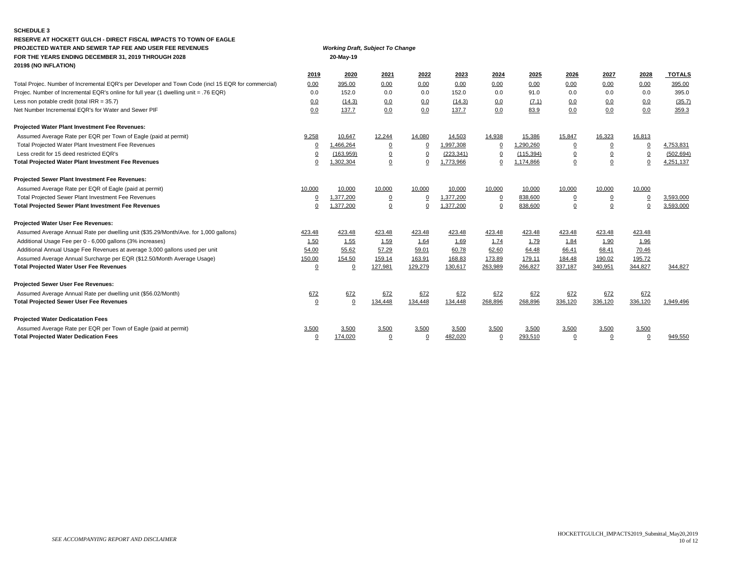**SCHEDULE 3**

**RESERVE AT HOCKETT GULCH - DIRECT FISCAL IMPACTS TO TOWN OF EAGLE**

**PROJECTED WATER AND SEWER TAP FEE AND USER FEE REVENUES**

**FOR THE YEARS ENDING DECEMBER 31, 2019 THROUGH 2028**

**2019$ (NO INFLATION)**

***Working Draft, Subject To Change***

**20-May-19**

| | 2019 | 2020 | 2021 | 2022 | 2023 | 2024 | 2025 | 2026 | 2027 | 2028 | TOTALS |
|---|---|---|---|---|---|---|---|---|---|---|---|
| Total Projec. Number of Incremental EQR's per Developer and Town Code (incl 15 EQR for commercial) | 0.00 | 395.00 | 0.00 | 0.00 | 0.00 | 0.00 | 0.00 | 0.00 | 0.00 | 0.00 | 395.00 |
| Projec. Number of Incremental EQR's online for full year (1 dwelling unit = .76 EQR) | 0.0 | 152.0 | 0.0 | 0.0 | 152.0 | 0.0 | 91.0 | 0.0 | 0.0 | 0.0 | 395.0 |
| Less non potable credit (total IRR = 35.7) | 0.0 | (14.3) | 0.0 | 0.0 | (14.3) | 0.0 | (7.1) | 0.0 | 0.0 | 0.0 | (35.7) |
| Net Number Incremental EQR's for Water and Sewer PIF | 0.0 | 137.7 | 0.0 | 0.0 | 137.7 | 0.0 | 83.9 | 0.0 | 0.0 | 0.0 | 359.3 |
| **Projected Water Plant Investment Fee Revenues:** | | | | | | | | | | | |
| Assumed Average Rate per EQR per Town of Eagle (paid at permit) | 9,258 | 10,647 | 12,244 | 14,080 | 14,503 | 14,938 | 15,386 | 15,847 | 16,323 | 16,813 | |
| Total Projected Water Plant Investment Fee Revenues | 0 | 1,466,264 | 0 | 0 | 1,997,308 | 0 | 1,290,260 | 0 | 0 | 0 | 4,753,831 |
| Less credit for 15 deed restricted EQR's | 0 | (163,959) | 0 | 0 | (223,341) | 0 | (115,394) | 0 | 0 | 0 | (502,694) |
| **Total Projected Water Plant Investment Fee Revenues** | 0 | 1,302,304 | 0 | 0 | 1,773,966 | 0 | 1,174,866 | 0 | 0 | 0 | 4,251,137 |
| **Projected Sewer Plant Investment Fee Revenues:** | | | | | | | | | | | |
| Assumed Average Rate per EQR of Eagle (paid at permit) | 10,000 | 10,000 | 10,000 | 10,000 | 10,000 | 10,000 | 10,000 | 10,000 | 10,000 | 10,000 | |
| Total Projected Sewer Plant Investment Fee Revenues | 0 | 1,377,200 | 0 | 0 | 1,377,200 | 0 | 838,600 | 0 | 0 | 0 | 3,593,000 |
| **Total Projected Sewer Plant Investment Fee Revenues** | 0 | 1,377,200 | 0 | 0 | 1,377,200 | 0 | 838,600 | 0 | 0 | 0 | 3,593,000 |
| **Projected Water User Fee Revenues:** | | | | | | | | | | | |
| Assumed Average Annual Rate per dwelling unit ($35.29/Month/Ave. for 1,000 gallons) | 423.48 | 423.48 | 423.48 | 423.48 | 423.48 | 423.48 | 423.48 | 423.48 | 423.48 | 423.48 | |
| Additional Usage Fee per 0 - 6,000 gallons (3% increases) | 1.50 | 1.55 | 1.59 | 1.64 | 1.69 | 1.74 | 1.79 | 1.84 | 1.90 | 1.96 | |
| Additional Annual Usage Fee Revenues at average 3,000 gallons used per unit | 54.00 | 55.62 | 57.29 | 59.01 | 60.78 | 62.60 | 64.48 | 66.41 | 68.41 | 70.46 | |
| Assumed Average Annual Surcharge per EQR ($12.50/Month Average Usage) | 150.00 | 154.50 | 159.14 | 163.91 | 168.83 | 173.89 | 179.11 | 184.48 | 190.02 | 195.72 | |
| **Total Projected Water User Fee Revenues** | 0 | 0 | 127,981 | 129,279 | 130,617 | 263,989 | 266,827 | 337,187 | 340,951 | 344,827 | 344,827 |
| **Projected Sewer User Fee Revenues:** | | | | | | | | | | | |
| Assumed Average Annual Rate per dwelling unit ($56.02/Month) | 672 | 672 | 672 | 672 | 672 | 672 | 672 | 672 | 672 | 672 | |
| **Total Projected Sewer User Fee Revenues** | 0 | 0 | 134,448 | 134,448 | 134,448 | 268,896 | 268,896 | 336,120 | 336,120 | 336,120 | 1,949,496 |
| **Projected Water Dedicatation Fees** | | | | | | | | | | | |
| Assumed Average Rate per EQR per Town of Eagle (paid at permit) | 3,500 | 3,500 | 3,500 | 3,500 | 3,500 | 3,500 | 3,500 | 3,500 | 3,500 | 3,500 | |
| **Total Projected Water Dedication Fees** | 0 | 174,020 | 0 | 0 | 482,020 | 0 | 293,510 | 0 | 0 | 0 | 949,550 |

*SEE ACCOMPANYING REPORT AND DISCLAIMER*

HOCKETTGULCH_IMPACTS2019_Submittal_May20,2019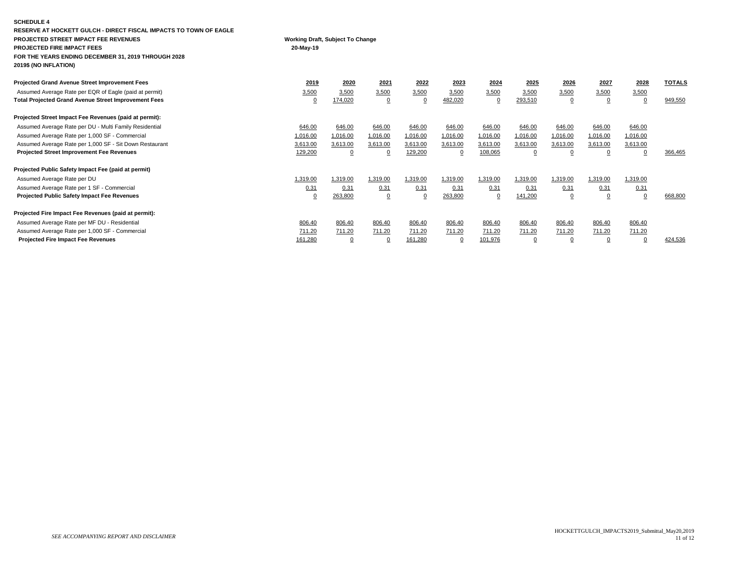**SCHEDULE 4**

**RESERVE AT HOCKETT GULCH - DIRECT FISCAL IMPACTS TO TOWN OF EAGLE**

**PROJECTED STREET IMPACT FEE REVENUES**

**PROJECTED FIRE IMPACT FEES**

**FOR THE YEARS ENDING DECEMBER 31, 2019 THROUGH 2028**

**2019$ (NO INFLATION)**

**Working Draft, Subject To Change**

**20-May-19**

| | 2019 | 2020 | 2021 | 2022 | 2023 | 2024 | 2025 | 2026 | 2027 | 2028 | TOTALS |
|---|---|---|---|---|---|---|---|---|---|---|---|
| **Projected Grand Avenue Street Improvement Fees** | | | | | | | | | | | |
| Assumed Average Rate per EQR of Eagle (paid at permit) | 3,500 | 3,500 | 3,500 | 3,500 | 3,500 | 3,500 | 3,500 | 3,500 | 3,500 | 3,500 | |
| **Total Projected Grand Avenue Street Improvement Fees** | 0 | 174,020 | 0 | 0 | 482,020 | 0 | 293,510 | 0 | 0 | 0 | 949,550 |
| | | | | | | | | | | | |
| **Projected Street Impact Fee Revenues (paid at permit):** | | | | | | | | | | | |
| Assumed Average Rate per DU - Multi Family Residential | 646.00 | 646.00 | 646.00 | 646.00 | 646.00 | 646.00 | 646.00 | 646.00 | 646.00 | 646.00 | |
| Assumed Average Rate per 1,000 SF - Commercial | 1,016.00 | 1,016.00 | 1,016.00 | 1,016.00 | 1,016.00 | 1,016.00 | 1,016.00 | 1,016.00 | 1,016.00 | 1,016.00 | |
| Assumed Average Rate per 1,000 SF - Sit Down Restaurant | 3,613.00 | 3,613.00 | 3,613.00 | 3,613.00 | 3,613.00 | 3,613.00 | 3,613.00 | 3,613.00 | 3,613.00 | 3,613.00 | |
| **Projected Street Improvement Fee Revenues** | 129,200 | 0 | 0 | 129,200 | 0 | 108,065 | 0 | 0 | 0 | 0 | 366,465 |
| | | | | | | | | | | | |
| **Projected Public Safety Impact Fee (paid at permit)** | | | | | | | | | | | |
| Assumed Average Rate per DU | 1,319.00 | 1,319.00 | 1,319.00 | 1,319.00 | 1,319.00 | 1,319.00 | 1,319.00 | 1,319.00 | 1,319.00 | 1,319.00 | |
| Assumed Average Rate per 1 SF - Commercial | 0.31 | 0.31 | 0.31 | 0.31 | 0.31 | 0.31 | 0.31 | 0.31 | 0.31 | 0.31 | |
| **Projected Public Safety Impact Fee Revenues** | 0 | 263,800 | 0 | 0 | 263,800 | 0 | 141,200 | 0 | 0 | 0 | 668,800 |
| | | | | | | | | | | | |
| **Projected Fire Impact Fee Revenues (paid at permit):** | | | | | | | | | | | |
| Assumed Average Rate per MF DU - Residential | 806.40 | 806.40 | 806.40 | 806.40 | 806.40 | 806.40 | 806.40 | 806.40 | 806.40 | 806.40 | |
| Assumed Average Rate per 1,000 SF - Commercial | 711.20 | 711.20 | 711.20 | 711.20 | 711.20 | 711.20 | 711.20 | 711.20 | 711.20 | 711.20 | |
| **Projected Fire Impact Fee Revenues** | 161,280 | 0 | 0 | 161,280 | 0 | 101,976 | 0 | 0 | 0 | 0 | 424,536 |

*SEE ACCOMPANYING REPORT AND DISCLAIMER*

HOCKETTGULCH_IMPACTS2019_Submittal_May20,2019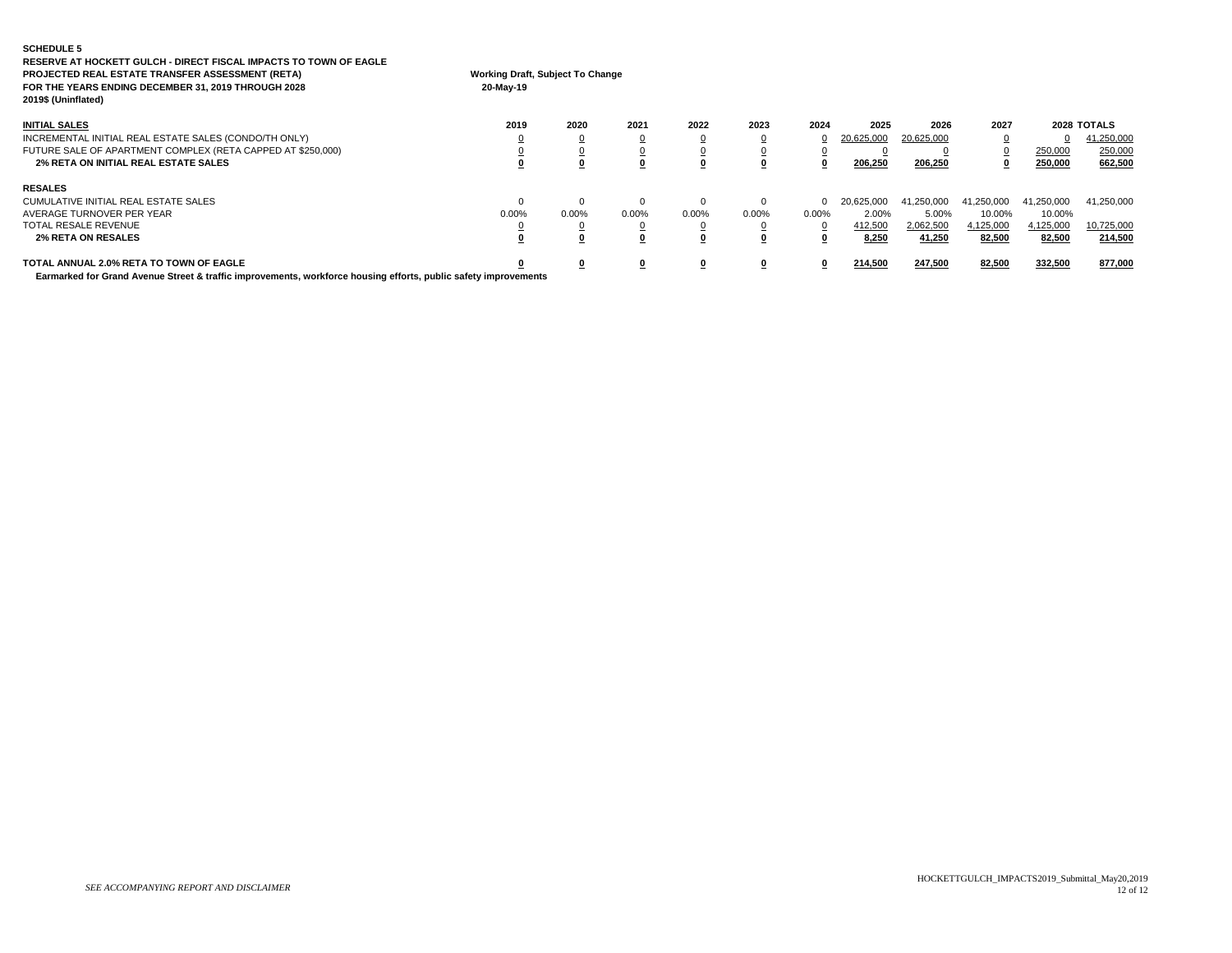**SCHEDULE 5**
**RESERVE AT HOCKETT GULCH - DIRECT FISCAL IMPACTS TO TOWN OF EAGLE**
**PROJECTED REAL ESTATE TRANSFER ASSESSMENT (RETA)**
**FOR THE YEARS ENDING DECEMBER 31, 2019 THROUGH 2028**
**2019$ (Uninflated)**

**Working Draft, Subject To Change**
**20-May-19**

| | 2019 | 2020 | 2021 | 2022 | 2023 | 2024 | 2025 | 2026 | 2027 | 2028 | TOTALS |
|---|---|---|---|---|---|---|---|---|---|---|---|
| **INITIAL SALES** | | | | | | | | | | | |
| INCREMENTAL INITIAL REAL ESTATE SALES (CONDO/TH ONLY) | 0 | 0 | 0 | 0 | 0 | 0 | 20,625,000 | 20,625,000 | 0 | 0 | 41,250,000 |
| FUTURE SALE OF APARTMENT COMPLEX (RETA CAPPED AT $250,000) | 0 | 0 | 0 | 0 | 0 | 0 | 0 | 0 | 0 | 250,000 | 250,000 |
| **2% RETA ON INITIAL REAL ESTATE SALES** | **0** | **0** | **0** | **0** | **0** | **0** | **206,250** | **206,250** | **0** | **250,000** | **662,500** |
| **RESALES** | | | | | | | | | | | |
| CUMULATIVE INITIAL REAL ESTATE SALES | 0 | 0 | 0 | 0 | 0 | 0 | 20,625,000 | 41,250,000 | 41,250,000 | 41,250,000 | 41,250,000 |
| AVERAGE TURNOVER PER YEAR | 0.00% | 0.00% | 0.00% | 0.00% | 0.00% | 0.00% | 2.00% | 5.00% | 10.00% | 10.00% | |
| TOTAL RESALE REVENUE | 0 | 0 | 0 | 0 | 0 | 0 | 412,500 | 2,062,500 | 4,125,000 | 4,125,000 | 10,725,000 |
| **2% RETA ON RESALES** | **0** | **0** | **0** | **0** | **0** | **0** | **8,250** | **41,250** | **82,500** | **82,500** | **214,500** |
| **TOTAL ANNUAL 2.0% RETA TO TOWN OF EAGLE** | **0** | **0** | **0** | **0** | **0** | **0** | **214,500** | **247,500** | **82,500** | **332,500** | **877,000** |

**Earmarked for Grand Avenue Street & traffic improvements, workforce housing efforts, public safety improvements**

*SEE ACCOMPANYING REPORT AND DISCLAIMER*

HOCKETTGULCH_IMPACTS2019_Submittal_May20,2019